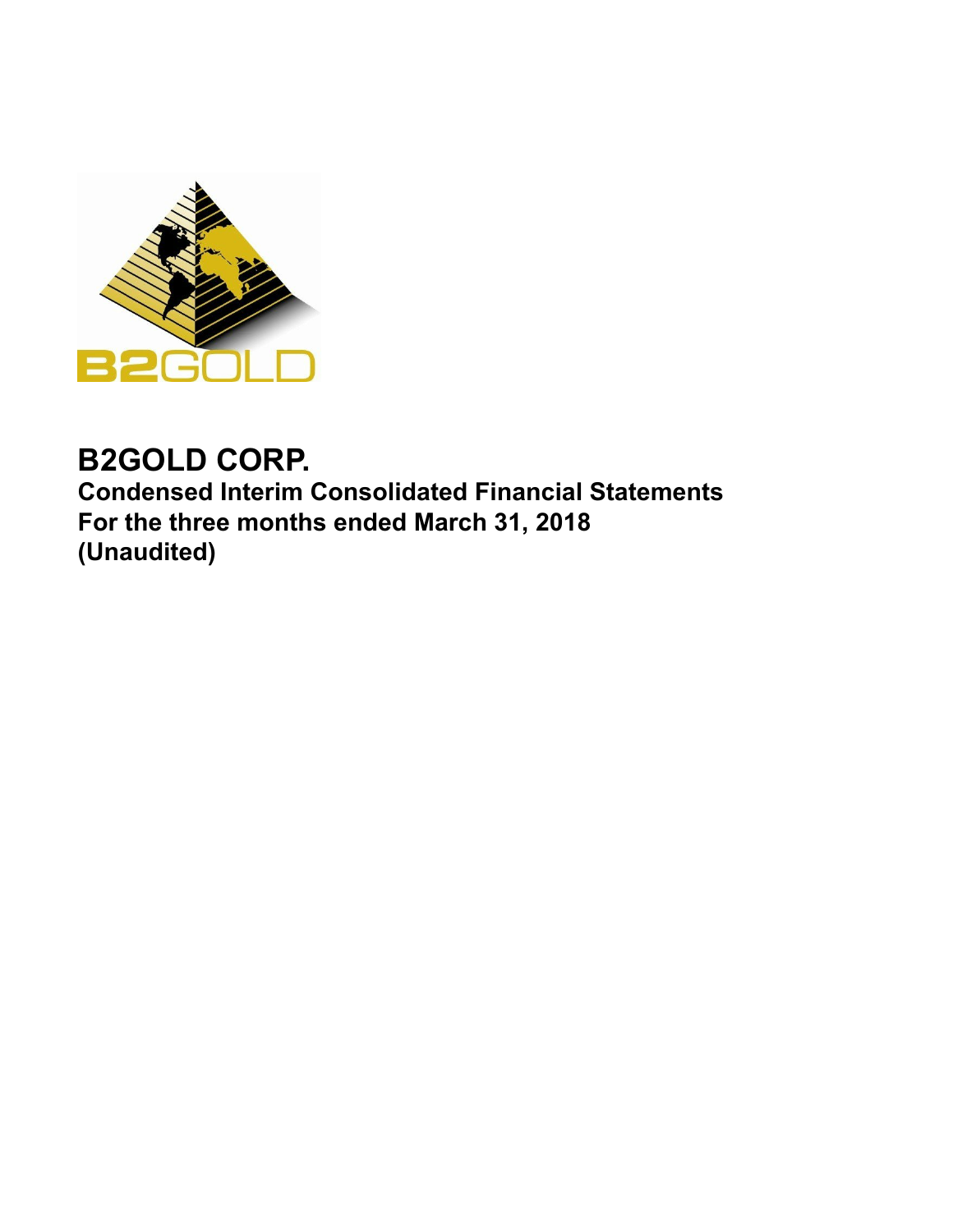# B2GOLD CORP.

**Condensed Interim Consolidated Financial Statements**
**For the three months ended March 31, 2018**
**(Unaudited)**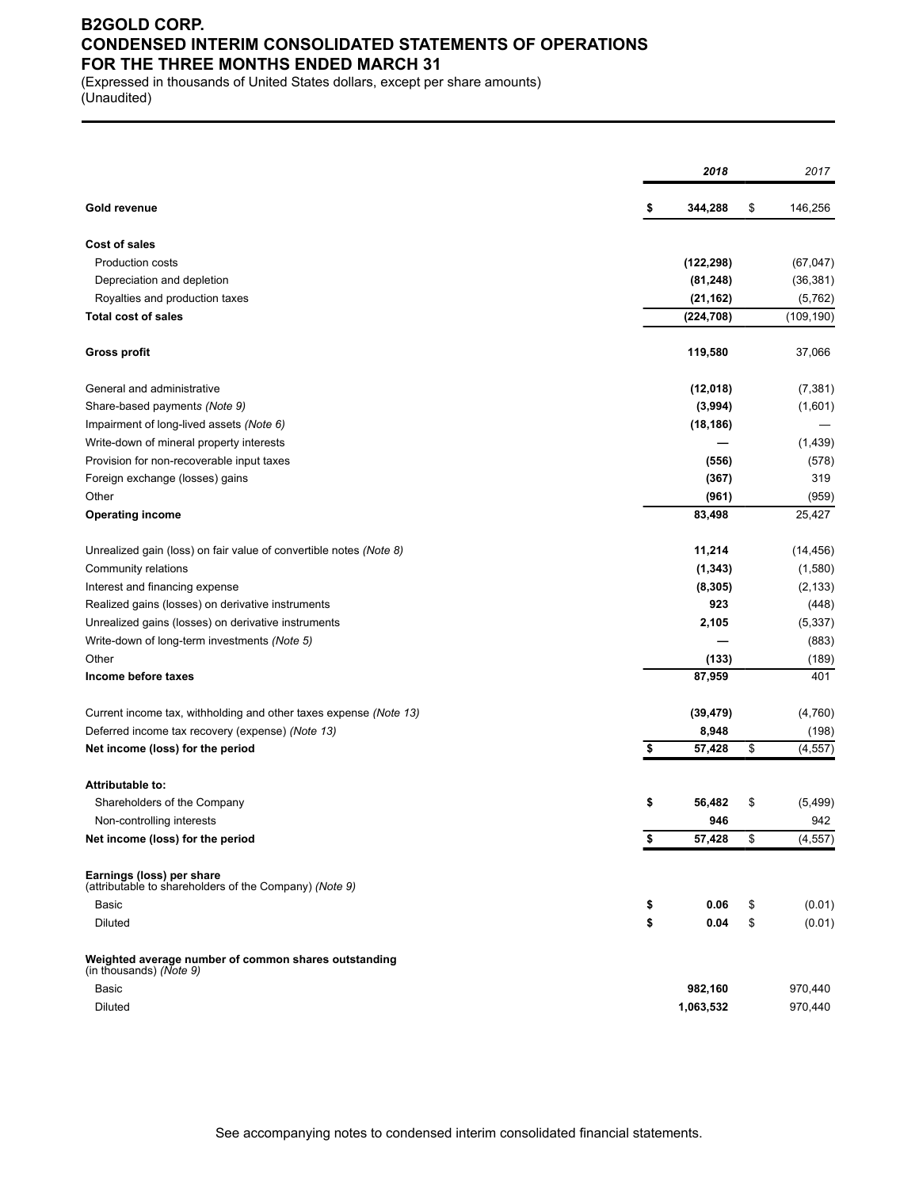# B2GOLD CORP.
# CONDENSED INTERIM CONSOLIDATED STATEMENTS OF OPERATIONS
# FOR THE THREE MONTHS ENDED MARCH 31

(Expressed in thousands of United States dollars, except per share amounts)
(Unaudited)

| | *2018* | *2017* |
|---|---|---|
| **Gold revenue** | **$ 344,288** | $ 146,256 |
| **Cost of sales** | | |
| Production costs | **(122,298)** | (67,047) |
| Depreciation and depletion | **(81,248)** | (36,381) |
| Royalties and production taxes | **(21,162)** | (5,762) |
| **Total cost of sales** | **(224,708)** | (109,190) |
| **Gross profit** | **119,580** | 37,066 |
| General and administrative | **(12,018)** | (7,381) |
| Share-based payments *(Note 9)* | **(3,994)** | (1,601) |
| Impairment of long-lived assets *(Note 6)* | **(18,186)** | — |
| Write-down of mineral property interests | **—** | (1,439) |
| Provision for non-recoverable input taxes | **(556)** | (578) |
| Foreign exchange (losses) gains | **(367)** | 319 |
| Other | **(961)** | (959) |
| **Operating income** | **83,498** | 25,427 |
| Unrealized gain (loss) on fair value of convertible notes *(Note 8)* | **11,214** | (14,456) |
| Community relations | **(1,343)** | (1,580) |
| Interest and financing expense | **(8,305)** | (2,133) |
| Realized gains (losses) on derivative instruments | **923** | (448) |
| Unrealized gains (losses) on derivative instruments | **2,105** | (5,337) |
| Write-down of long-term investments *(Note 5)* | **—** | (883) |
| Other | **(133)** | (189) |
| **Income before taxes** | **87,959** | 401 |
| Current income tax, withholding and other taxes expense *(Note 13)* | **(39,479)** | (4,760) |
| Deferred income tax recovery (expense) *(Note 13)* | **8,948** | (198) |
| **Net income (loss) for the period** | **$ 57,428** | $ (4,557) |
| **Attributable to:** | | |
| Shareholders of the Company | **$ 56,482** | $ (5,499) |
| Non-controlling interests | **946** | 942 |
| **Net income (loss) for the period** | **$ 57,428** | $ (4,557) |
| **Earnings (loss) per share** (attributable to shareholders of the Company) *(Note 9)* | | |
| Basic | **$ 0.06** | $ (0.01) |
| Diluted | **$ 0.04** | $ (0.01) |
| **Weighted average number of common shares outstanding** (in thousands) *(Note 9)* | | |
| Basic | **982,160** | 970,440 |
| Diluted | **1,063,532** | 970,440 |

See accompanying notes to condensed interim consolidated financial statements.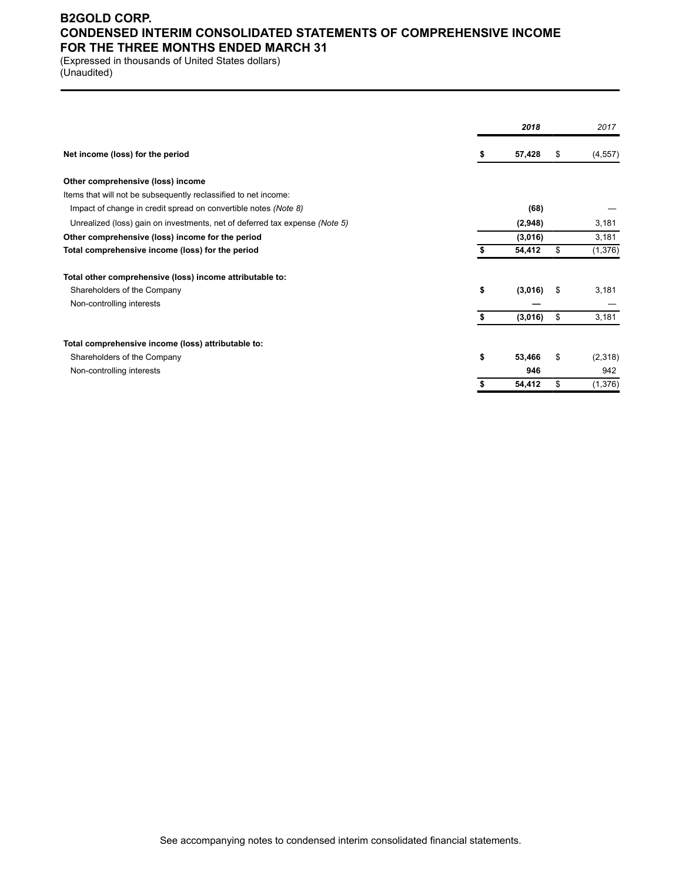# B2GOLD CORP.
## CONDENSED INTERIM CONSOLIDATED STATEMENTS OF COMPREHENSIVE INCOME
## FOR THE THREE MONTHS ENDED MARCH 31

(Expressed in thousands of United States dollars)
(Unaudited)

| | ***2018*** | *2017* |
|---|---|---|
| **Net income (loss) for the period** | **$ 57,428** | $ (4,557) |
| | | |
| **Other comprehensive (loss) income** | | |
| Items that will not be subsequently reclassified to net income: | | |
| Impact of change in credit spread on convertible notes *(Note 8)* | **(68)** | — |
| Unrealized (loss) gain on investments, net of deferred tax expense *(Note 5)* | **(2,948)** | 3,181 |
| **Other comprehensive (loss) income for the period** | **(3,016)** | 3,181 |
| **Total comprehensive income (loss) for the period** | **$ 54,412** | $ (1,376) |
| | | |
| **Total other comprehensive (loss) income attributable to:** | | |
| Shareholders of the Company | **$ (3,016)** | $ 3,181 |
| Non-controlling interests | **—** | — |
| | **$ (3,016)** | $ 3,181 |
| | | |
| **Total comprehensive income (loss) attributable to:** | | |
| Shareholders of the Company | **$ 53,466** | $ (2,318) |
| Non-controlling interests | **946** | 942 |
| | **$ 54,412** | $ (1,376) |

See accompanying notes to condensed interim consolidated financial statements.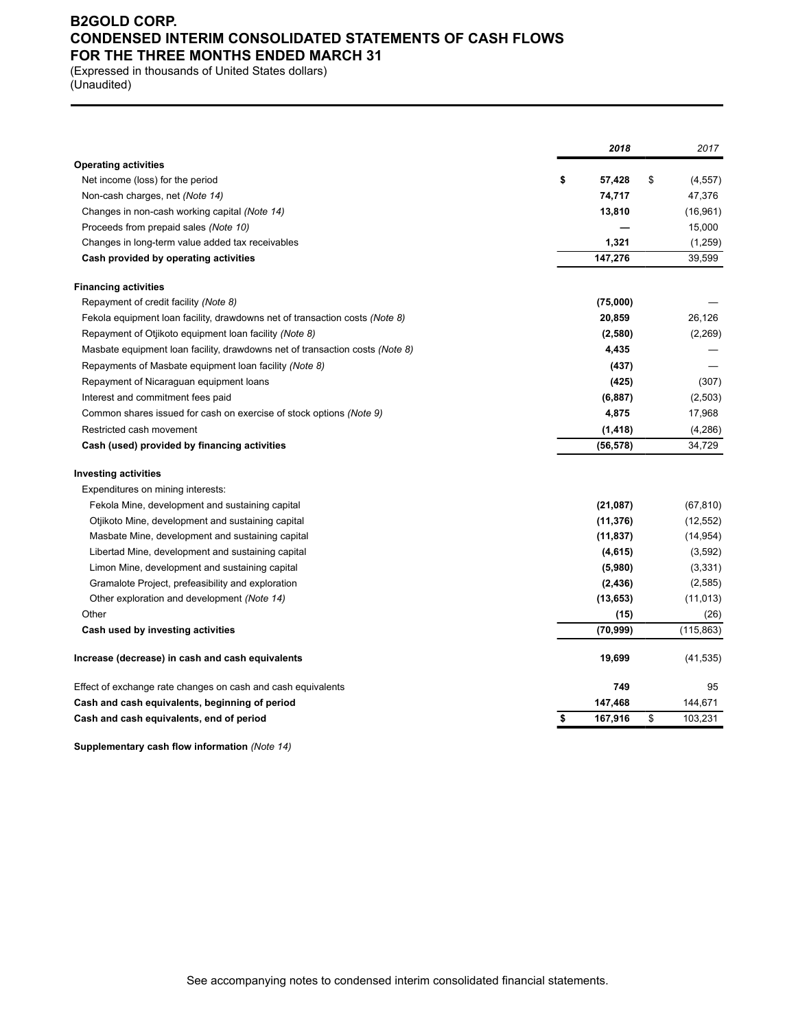# B2GOLD CORP.
## CONDENSED INTERIM CONSOLIDATED STATEMENTS OF CASH FLOWS
## FOR THE THREE MONTHS ENDED MARCH 31

(Expressed in thousands of United States dollars)
(Unaudited)

| | **2018** | 2017 |
|---|---|---|
| **Operating activities** | | |
| Net income (loss) for the period | **$ 57,428** | $ (4,557) |
| Non-cash charges, net *(Note 14)* | **74,717** | 47,376 |
| Changes in non-cash working capital *(Note 14)* | **13,810** | (16,961) |
| Proceeds from prepaid sales *(Note 10)* | **—** | 15,000 |
| Changes in long-term value added tax receivables | **1,321** | (1,259) |
| **Cash provided by operating activities** | **147,276** | 39,599 |
| **Financing activities** | | |
| Repayment of credit facility *(Note 8)* | **(75,000)** | — |
| Fekola equipment loan facility, drawdowns net of transaction costs *(Note 8)* | **20,859** | 26,126 |
| Repayment of Otjikoto equipment loan facility *(Note 8)* | **(2,580)** | (2,269) |
| Masbate equipment loan facility, drawdowns net of transaction costs *(Note 8)* | **4,435** | — |
| Repayments of Masbate equipment loan facility *(Note 8)* | **(437)** | — |
| Repayment of Nicaraguan equipment loans | **(425)** | (307) |
| Interest and commitment fees paid | **(6,887)** | (2,503) |
| Common shares issued for cash on exercise of stock options *(Note 9)* | **4,875** | 17,968 |
| Restricted cash movement | **(1,418)** | (4,286) |
| **Cash (used) provided by financing activities** | **(56,578)** | 34,729 |
| **Investing activities** | | |
| Expenditures on mining interests: | | |
| Fekola Mine, development and sustaining capital | **(21,087)** | (67,810) |
| Otjikoto Mine, development and sustaining capital | **(11,376)** | (12,552) |
| Masbate Mine, development and sustaining capital | **(11,837)** | (14,954) |
| Libertad Mine, development and sustaining capital | **(4,615)** | (3,592) |
| Limon Mine, development and sustaining capital | **(5,980)** | (3,331) |
| Gramalote Project, prefeasibility and exploration | **(2,436)** | (2,585) |
| Other exploration and development *(Note 14)* | **(13,653)** | (11,013) |
| Other | **(15)** | (26) |
| **Cash used by investing activities** | **(70,999)** | (115,863) |
| **Increase (decrease) in cash and cash equivalents** | **19,699** | (41,535) |
| Effect of exchange rate changes on cash and cash equivalents | **749** | 95 |
| **Cash and cash equivalents, beginning of period** | **147,468** | 144,671 |
| **Cash and cash equivalents, end of period** | **$ 167,916** | $ 103,231 |

**Supplementary cash flow information** *(Note 14)*

See accompanying notes to condensed interim consolidated financial statements.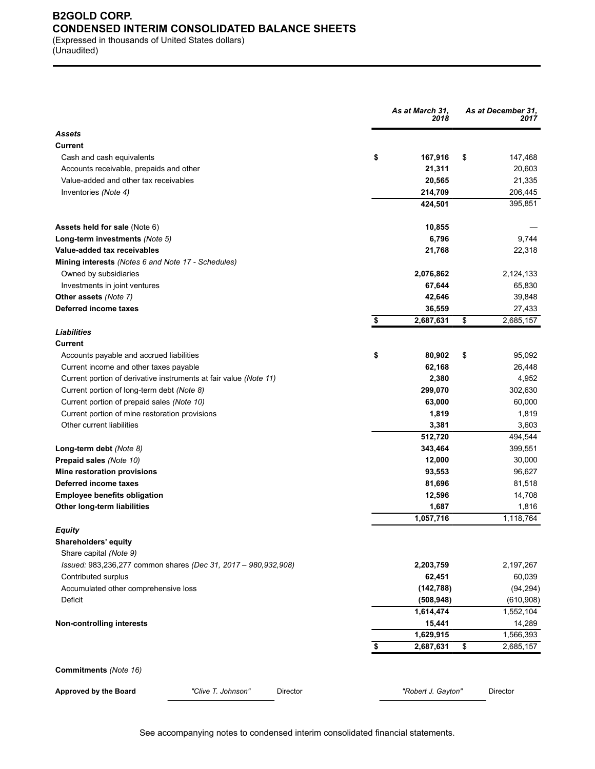# B2GOLD CORP.

## CONDENSED INTERIM CONSOLIDATED BALANCE SHEETS

(Expressed in thousands of United States dollars)
(Unaudited)

| | As at March 31, 2018 | As at December 31, 2017 |
|---|---|---|
| ***Assets*** | | |
| **Current** | | |
| Cash and cash equivalents | $ **167,916** | $ 147,468 |
| Accounts receivable, prepaids and other | **21,311** | 20,603 |
| Value-added and other tax receivables | **20,565** | 21,335 |
| Inventories *(Note 4)* | **214,709** | 206,445 |
| | **424,501** | 395,851 |
| **Assets held for sale** (Note 6) | **10,855** | — |
| **Long-term investments** *(Note 5)* | **6,796** | 9,744 |
| **Value-added tax receivables** | **21,768** | 22,318 |
| **Mining interests** *(Notes 6 and Note 17 - Schedules)* | | |
| Owned by subsidiaries | **2,076,862** | 2,124,133 |
| Investments in joint ventures | **67,644** | 65,830 |
| **Other assets** *(Note 7)* | **42,646** | 39,848 |
| **Deferred income taxes** | **36,559** | 27,433 |
| | $ **2,687,631** | $ 2,685,157 |
| ***Liabilities*** | | |
| **Current** | | |
| Accounts payable and accrued liabilities | $ **80,902** | $ 95,092 |
| Current income and other taxes payable | **62,168** | 26,448 |
| Current portion of derivative instruments at fair value *(Note 11)* | **2,380** | 4,952 |
| Current portion of long-term debt *(Note 8)* | **299,070** | 302,630 |
| Current portion of prepaid sales *(Note 10)* | **63,000** | 60,000 |
| Current portion of mine restoration provisions | **1,819** | 1,819 |
| Other current liabilities | **3,381** | 3,603 |
| | **512,720** | 494,544 |
| **Long-term debt** *(Note 8)* | **343,464** | 399,551 |
| **Prepaid sales** *(Note 10)* | **12,000** | 30,000 |
| **Mine restoration provisions** | **93,553** | 96,627 |
| **Deferred income taxes** | **81,696** | 81,518 |
| **Employee benefits obligation** | **12,596** | 14,708 |
| **Other long-term liabilities** | **1,687** | 1,816 |
| | **1,057,716** | 1,118,764 |
| ***Equity*** | | |
| **Shareholders' equity** | | |
| Share capital *(Note 9)* | | |
| *Issued:* 983,236,277 common shares *(Dec 31, 2017 – 980,932,908)* | **2,203,759** | 2,197,267 |
| Contributed surplus | **62,451** | 60,039 |
| Accumulated other comprehensive loss | **(142,788)** | (94,294) |
| Deficit | **(508,948)** | (610,908) |
| | **1,614,474** | 1,552,104 |
| **Non-controlling interests** | **15,441** | 14,289 |
| | **1,629,915** | 1,566,393 |
| | $ **2,687,631** | $ 2,685,157 |

**Commitments** *(Note 16)*

**Approved by the Board** *"Clive T. Johnson"* Director *"Robert J. Gayton"* Director

See accompanying notes to condensed interim consolidated financial statements.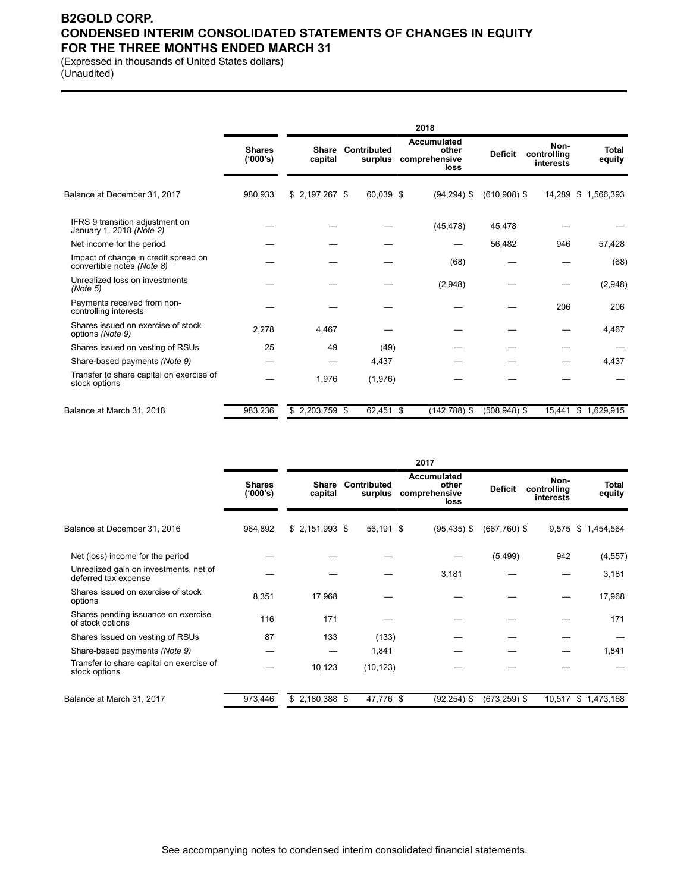# B2GOLD CORP.
# CONDENSED INTERIM CONSOLIDATED STATEMENTS OF CHANGES IN EQUITY
# FOR THE THREE MONTHS ENDED MARCH 31

(Expressed in thousands of United States dollars)
(Unaudited)

| | 2018 | | | | | | |
|---|---|---|---|---|---|---|---|
| | Shares ('000's) | Share capital | Contributed surplus | Accumulated other comprehensive loss | Deficit | Non-controlling interests | Total equity |
| Balance at December 31, 2017 | 980,933 | $ 2,197,267 | $ 60,039 | $ (94,294) | $ (610,908) | $ 14,289 | $ 1,566,393 |
| IFRS 9 transition adjustment on January 1, 2018 *(Note 2)* | — | — | — | (45,478) | 45,478 | — | — |
| Net income for the period | — | — | — | — | 56,482 | 946 | 57,428 |
| Impact of change in credit spread on convertible notes *(Note 8)* | — | — | — | (68) | — | — | (68) |
| Unrealized loss on investments *(Note 5)* | — | — | — | (2,948) | — | — | (2,948) |
| Payments received from non-controlling interests | — | — | — | — | — | 206 | 206 |
| Shares issued on exercise of stock options *(Note 9)* | 2,278 | 4,467 | — | — | — | — | 4,467 |
| Shares issued on vesting of RSUs | 25 | 49 | (49) | — | — | — | — |
| Share-based payments *(Note 9)* | — | — | 4,437 | — | — | — | 4,437 |
| Transfer to share capital on exercise of stock options | — | 1,976 | (1,976) | — | — | — | — |
| Balance at March 31, 2018 | 983,236 | $ 2,203,759 | $ 62,451 | $ (142,788) | $ (508,948) | $ 15,441 | $ 1,629,915 |

| | 2017 | | | | | | |
|---|---|---|---|---|---|---|---|
| | Shares ('000's) | Share capital | Contributed surplus | Accumulated other comprehensive loss | Deficit | Non-controlling interests | Total equity |
| Balance at December 31, 2016 | 964,892 | $ 2,151,993 | $ 56,191 | $ (95,435) | $ (667,760) | $ 9,575 | $ 1,454,564 |
| Net (loss) income for the period | — | — | — | — | (5,499) | 942 | (4,557) |
| Unrealized gain on investments, net of deferred tax expense | — | — | — | 3,181 | — | — | 3,181 |
| Shares issued on exercise of stock options | 8,351 | 17,968 | — | — | — | — | 17,968 |
| Shares pending issuance on exercise of stock options | 116 | 171 | — | — | — | — | 171 |
| Shares issued on vesting of RSUs | 87 | 133 | (133) | — | — | — | — |
| Share-based payments *(Note 9)* | — | — | 1,841 | — | — | — | 1,841 |
| Transfer to share capital on exercise of stock options | — | 10,123 | (10,123) | — | — | — | — |
| Balance at March 31, 2017 | 973,446 | $ 2,180,388 | $ 47,776 | $ (92,254) | $ (673,259) | $ 10,517 | $ 1,473,168 |

See accompanying notes to condensed interim consolidated financial statements.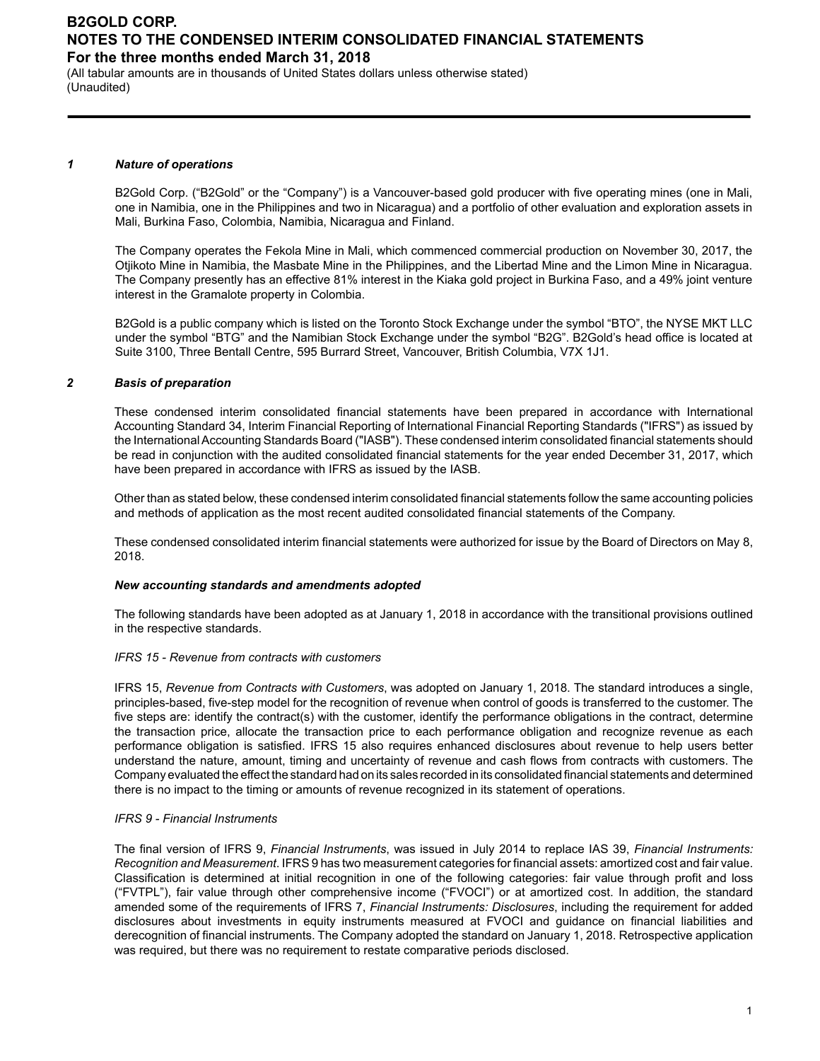# B2GOLD CORP.
# NOTES TO THE CONDENSED INTERIM CONSOLIDATED FINANCIAL STATEMENTS
## For the three months ended March 31, 2018

(All tabular amounts are in thousands of United States dollars unless otherwise stated)
(Unaudited)

### *1 Nature of operations*

B2Gold Corp. ("B2Gold" or the "Company") is a Vancouver-based gold producer with five operating mines (one in Mali, one in Namibia, one in the Philippines and two in Nicaragua) and a portfolio of other evaluation and exploration assets in Mali, Burkina Faso, Colombia, Namibia, Nicaragua and Finland.

The Company operates the Fekola Mine in Mali, which commenced commercial production on November 30, 2017, the Otjikoto Mine in Namibia, the Masbate Mine in the Philippines, and the Libertad Mine and the Limon Mine in Nicaragua. The Company presently has an effective 81% interest in the Kiaka gold project in Burkina Faso, and a 49% joint venture interest in the Gramalote property in Colombia.

B2Gold is a public company which is listed on the Toronto Stock Exchange under the symbol "BTO", the NYSE MKT LLC under the symbol "BTG" and the Namibian Stock Exchange under the symbol "B2G". B2Gold's head office is located at Suite 3100, Three Bentall Centre, 595 Burrard Street, Vancouver, British Columbia, V7X 1J1.

### *2 Basis of preparation*

These condensed interim consolidated financial statements have been prepared in accordance with International Accounting Standard 34, Interim Financial Reporting of International Financial Reporting Standards ("IFRS") as issued by the International Accounting Standards Board ("IASB"). These condensed interim consolidated financial statements should be read in conjunction with the audited consolidated financial statements for the year ended December 31, 2017, which have been prepared in accordance with IFRS as issued by the IASB.

Other than as stated below, these condensed interim consolidated financial statements follow the same accounting policies and methods of application as the most recent audited consolidated financial statements of the Company.

These condensed consolidated interim financial statements were authorized for issue by the Board of Directors on May 8, 2018.

#### *New accounting standards and amendments adopted*

The following standards have been adopted as at January 1, 2018 in accordance with the transitional provisions outlined in the respective standards.

*IFRS 15 - Revenue from contracts with customers*

IFRS 15, *Revenue from Contracts with Customers*, was adopted on January 1, 2018. The standard introduces a single, principles-based, five-step model for the recognition of revenue when control of goods is transferred to the customer. The five steps are: identify the contract(s) with the customer, identify the performance obligations in the contract, determine the transaction price, allocate the transaction price to each performance obligation and recognize revenue as each performance obligation is satisfied. IFRS 15 also requires enhanced disclosures about revenue to help users better understand the nature, amount, timing and uncertainty of revenue and cash flows from contracts with customers. The Company evaluated the effect the standard had on its sales recorded in its consolidated financial statements and determined there is no impact to the timing or amounts of revenue recognized in its statement of operations.

*IFRS 9 - Financial Instruments*

The final version of IFRS 9, *Financial Instruments*, was issued in July 2014 to replace IAS 39, *Financial Instruments: Recognition and Measurement*. IFRS 9 has two measurement categories for financial assets: amortized cost and fair value. Classification is determined at initial recognition in one of the following categories: fair value through profit and loss ("FVTPL"), fair value through other comprehensive income ("FVOCI") or at amortized cost. In addition, the standard amended some of the requirements of IFRS 7, *Financial Instruments: Disclosures*, including the requirement for added disclosures about investments in equity instruments measured at FVOCI and guidance on financial liabilities and derecognition of financial instruments. The Company adopted the standard on January 1, 2018. Retrospective application was required, but there was no requirement to restate comparative periods disclosed.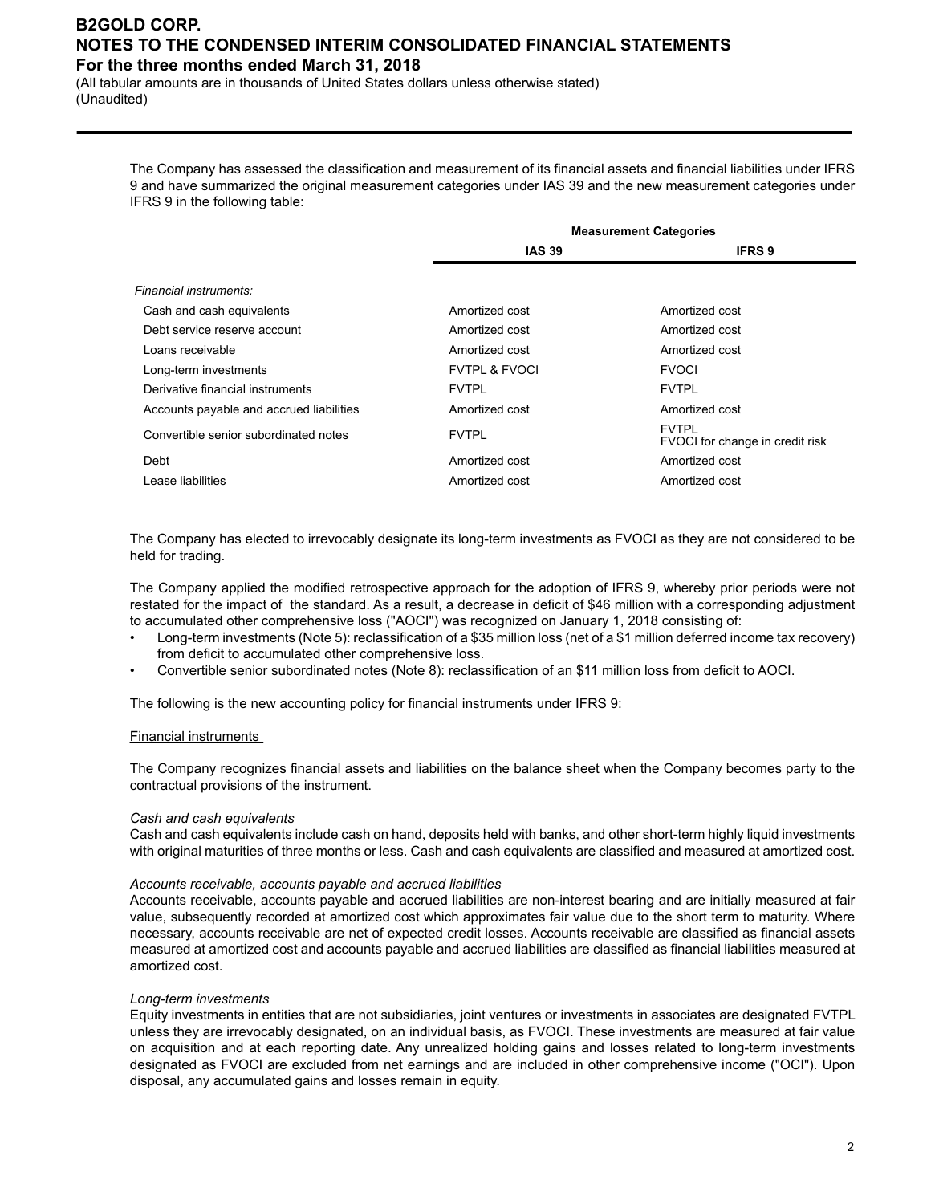The Company has assessed the classification and measurement of its financial assets and financial liabilities under IFRS 9 and have summarized the original measurement categories under IAS 39 and the new measurement categories under IFRS 9 in the following table:

| | Measurement Categories | |
|---|---|---|
| | **IAS 39** | **IFRS 9** |
| *Financial instruments:* | | |
| Cash and cash equivalents | Amortized cost | Amortized cost |
| Debt service reserve account | Amortized cost | Amortized cost |
| Loans receivable | Amortized cost | Amortized cost |
| Long-term investments | FVTPL & FVOCI | FVOCI |
| Derivative financial instruments | FVTPL | FVTPL |
| Accounts payable and accrued liabilities | Amortized cost | Amortized cost |
| Convertible senior subordinated notes | FVTPL | FVTPL<br>FVOCI for change in credit risk |
| Debt | Amortized cost | Amortized cost |
| Lease liabilities | Amortized cost | Amortized cost |

The Company has elected to irrevocably designate its long-term investments as FVOCI as they are not considered to be held for trading.

The Company applied the modified retrospective approach for the adoption of IFRS 9, whereby prior periods were not restated for the impact of the standard. As a result, a decrease in deficit of $46 million with a corresponding adjustment to accumulated other comprehensive loss ("AOCI") was recognized on January 1, 2018 consisting of:

- Long-term investments (Note 5): reclassification of a $35 million loss (net of a $1 million deferred income tax recovery) from deficit to accumulated other comprehensive loss.
- Convertible senior subordinated notes (Note 8): reclassification of an $11 million loss from deficit to AOCI.

The following is the new accounting policy for financial instruments under IFRS 9:

<u>Financial instruments</u>

The Company recognizes financial assets and liabilities on the balance sheet when the Company becomes party to the contractual provisions of the instrument.

*Cash and cash equivalents*

Cash and cash equivalents include cash on hand, deposits held with banks, and other short-term highly liquid investments with original maturities of three months or less. Cash and cash equivalents are classified and measured at amortized cost.

*Accounts receivable, accounts payable and accrued liabilities*

Accounts receivable, accounts payable and accrued liabilities are non-interest bearing and are initially measured at fair value, subsequently recorded at amortized cost which approximates fair value due to the short term to maturity. Where necessary, accounts receivable are net of expected credit losses. Accounts receivable are classified as financial assets measured at amortized cost and accounts payable and accrued liabilities are classified as financial liabilities measured at amortized cost.

*Long-term investments*

Equity investments in entities that are not subsidiaries, joint ventures or investments in associates are designated FVTPL unless they are irrevocably designated, on an individual basis, as FVOCI. These investments are measured at fair value on acquisition and at each reporting date. Any unrealized holding gains and losses related to long-term investments designated as FVOCI are excluded from net earnings and are included in other comprehensive income ("OCI"). Upon disposal, any accumulated gains and losses remain in equity.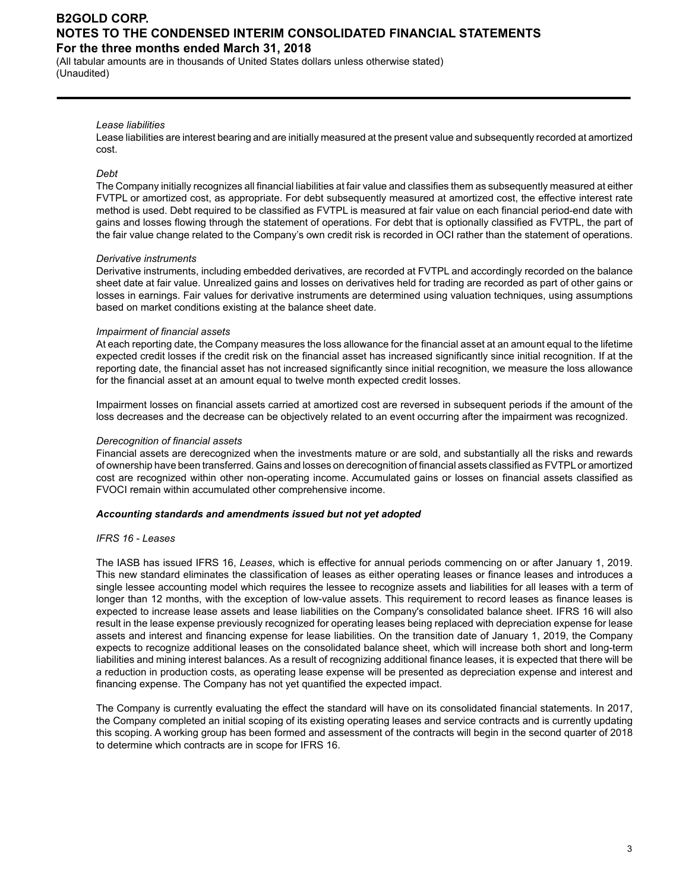*Lease liabilities*
Lease liabilities are interest bearing and are initially measured at the present value and subsequently recorded at amortized cost.

*Debt*
The Company initially recognizes all financial liabilities at fair value and classifies them as subsequently measured at either FVTPL or amortized cost, as appropriate. For debt subsequently measured at amortized cost, the effective interest rate method is used. Debt required to be classified as FVTPL is measured at fair value on each financial period-end date with gains and losses flowing through the statement of operations. For debt that is optionally classified as FVTPL, the part of the fair value change related to the Company's own credit risk is recorded in OCI rather than the statement of operations.

*Derivative instruments*
Derivative instruments, including embedded derivatives, are recorded at FVTPL and accordingly recorded on the balance sheet date at fair value. Unrealized gains and losses on derivatives held for trading are recorded as part of other gains or losses in earnings. Fair values for derivative instruments are determined using valuation techniques, using assumptions based on market conditions existing at the balance sheet date.

*Impairment of financial assets*
At each reporting date, the Company measures the loss allowance for the financial asset at an amount equal to the lifetime expected credit losses if the credit risk on the financial asset has increased significantly since initial recognition. If at the reporting date, the financial asset has not increased significantly since initial recognition, we measure the loss allowance for the financial asset at an amount equal to twelve month expected credit losses.

Impairment losses on financial assets carried at amortized cost are reversed in subsequent periods if the amount of the loss decreases and the decrease can be objectively related to an event occurring after the impairment was recognized.

*Derecognition of financial assets*
Financial assets are derecognized when the investments mature or are sold, and substantially all the risks and rewards of ownership have been transferred. Gains and losses on derecognition of financial assets classified as FVTPL or amortized cost are recognized within other non-operating income. Accumulated gains or losses on financial assets classified as FVOCI remain within accumulated other comprehensive income.

***Accounting standards and amendments issued but not yet adopted***

*IFRS 16 - Leases*

The IASB has issued IFRS 16, *Leases*, which is effective for annual periods commencing on or after January 1, 2019. This new standard eliminates the classification of leases as either operating leases or finance leases and introduces a single lessee accounting model which requires the lessee to recognize assets and liabilities for all leases with a term of longer than 12 months, with the exception of low-value assets. This requirement to record leases as finance leases is expected to increase lease assets and lease liabilities on the Company's consolidated balance sheet. IFRS 16 will also result in the lease expense previously recognized for operating leases being replaced with depreciation expense for lease assets and interest and financing expense for lease liabilities. On the transition date of January 1, 2019, the Company expects to recognize additional leases on the consolidated balance sheet, which will increase both short and long-term liabilities and mining interest balances. As a result of recognizing additional finance leases, it is expected that there will be a reduction in production costs, as operating lease expense will be presented as depreciation expense and interest and financing expense. The Company has not yet quantified the expected impact.

The Company is currently evaluating the effect the standard will have on its consolidated financial statements. In 2017, the Company completed an initial scoping of its existing operating leases and service contracts and is currently updating this scoping. A working group has been formed and assessment of the contracts will begin in the second quarter of 2018 to determine which contracts are in scope for IFRS 16.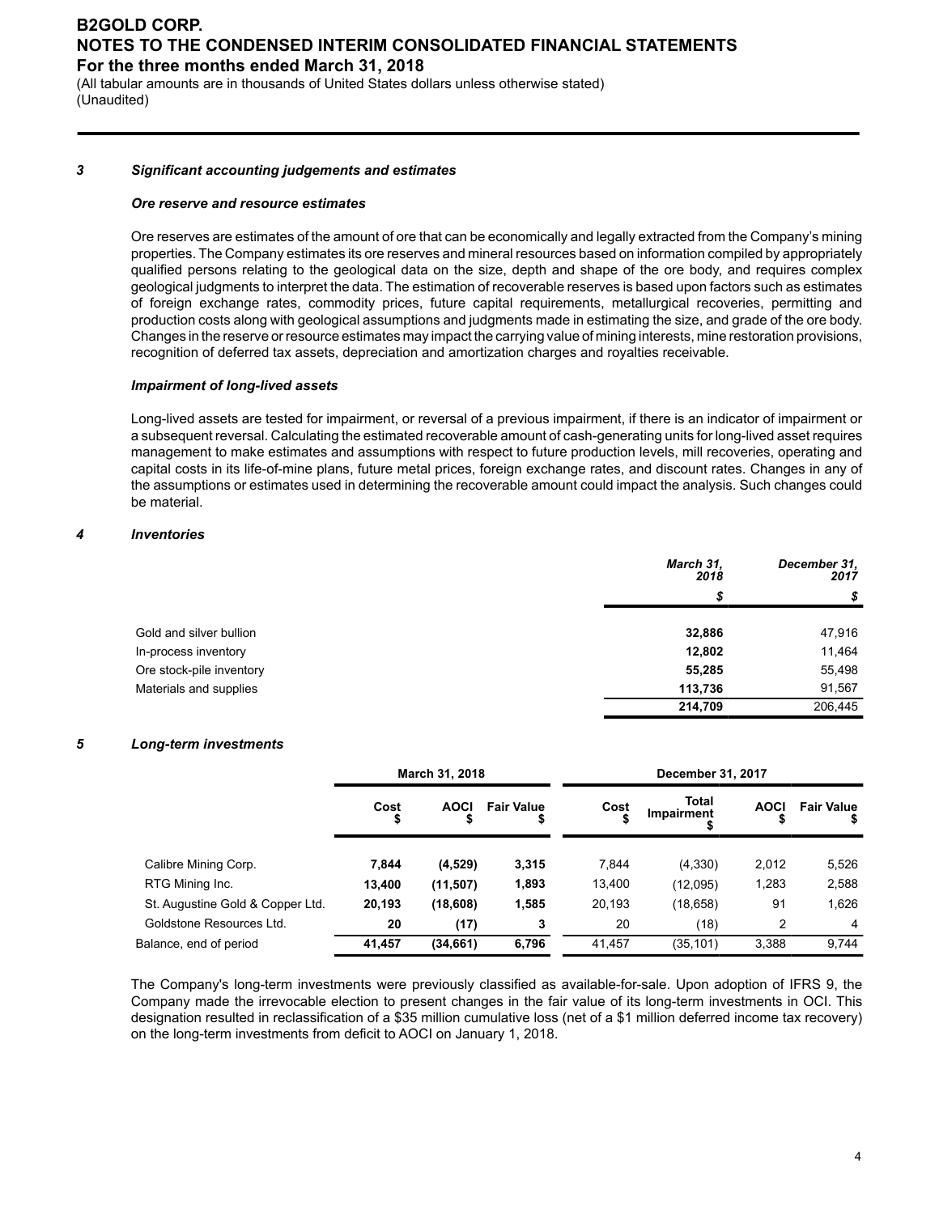### 3 Significant accounting judgements and estimates

***Ore reserve and resource estimates***

Ore reserves are estimates of the amount of ore that can be economically and legally extracted from the Company's mining properties. The Company estimates its ore reserves and mineral resources based on information compiled by appropriately qualified persons relating to the geological data on the size, depth and shape of the ore body, and requires complex geological judgments to interpret the data. The estimation of recoverable reserves is based upon factors such as estimates of foreign exchange rates, commodity prices, future capital requirements, metallurgical recoveries, permitting and production costs along with geological assumptions and judgments made in estimating the size, and grade of the ore body. Changes in the reserve or resource estimates may impact the carrying value of mining interests, mine restoration provisions, recognition of deferred tax assets, depreciation and amortization charges and royalties receivable.

***Impairment of long-lived assets***

Long-lived assets are tested for impairment, or reversal of a previous impairment, if there is an indicator of impairment or a subsequent reversal. Calculating the estimated recoverable amount of cash-generating units for long-lived asset requires management to make estimates and assumptions with respect to future production levels, mill recoveries, operating and capital costs in its life-of-mine plans, future metal prices, foreign exchange rates, and discount rates. Changes in any of the assumptions or estimates used in determining the recoverable amount could impact the analysis. Such changes could be material.

### 4 Inventories

| | March 31, 2018 | December 31, 2017 |
|---|---|---|
| | $ | $ |
| Gold and silver bullion | **32,886** | 47,916 |
| In-process inventory | **12,802** | 11,464 |
| Ore stock-pile inventory | **55,285** | 55,498 |
| Materials and supplies | **113,736** | 91,567 |
| | **214,709** | 206,445 |

### 5 Long-term investments

| | March 31, 2018 | | | December 31, 2017 | | | |
|---|---|---|---|---|---|---|---|
| | Cost $ | AOCI $ | Fair Value $ | Cost $ | Total Impairment $ | AOCI $ | Fair Value $ |
| Calibre Mining Corp. | **7,844** | **(4,529)** | **3,315** | 7,844 | (4,330) | 2,012 | 5,526 |
| RTG Mining Inc. | **13,400** | **(11,507)** | **1,893** | 13,400 | (12,095) | 1,283 | 2,588 |
| St. Augustine Gold & Copper Ltd. | **20,193** | **(18,608)** | **1,585** | 20,193 | (18,658) | 91 | 1,626 |
| Goldstone Resources Ltd. | **20** | **(17)** | **3** | 20 | (18) | 2 | 4 |
| Balance, end of period | **41,457** | **(34,661)** | **6,796** | 41,457 | (35,101) | 3,388 | 9,744 |

The Company's long-term investments were previously classified as available-for-sale. Upon adoption of IFRS 9, the Company made the irrevocable election to present changes in the fair value of its long-term investments in OCI. This designation resulted in reclassification of a $35 million cumulative loss (net of a $1 million deferred income tax recovery) on the long-term investments from deficit to AOCI on January 1, 2018.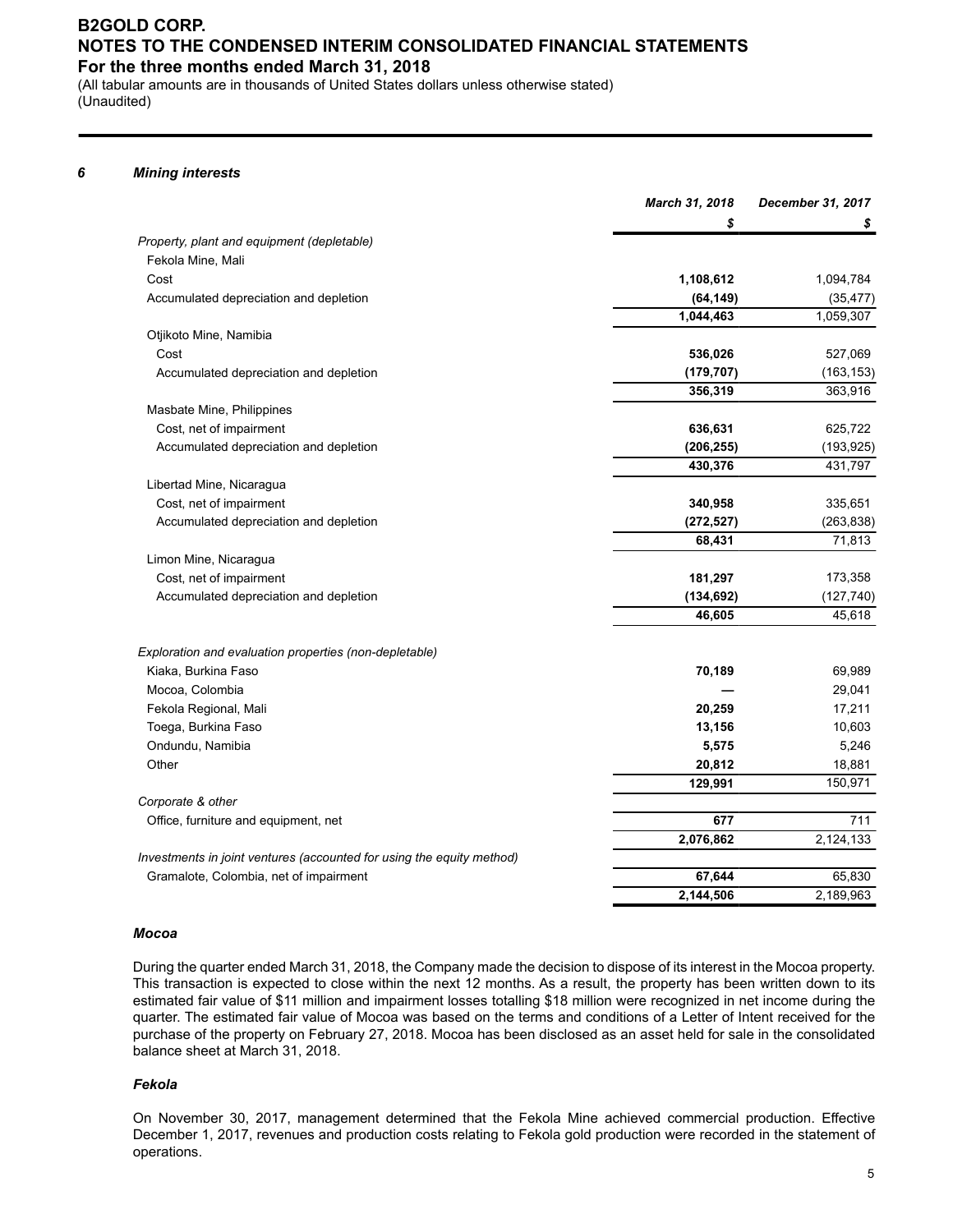### 6 Mining interests

| | March 31, 2018 | December 31, 2017 |
|---|---|---|
| | $ | $ |
| *Property, plant and equipment (depletable)* | | |
| Fekola Mine, Mali | | |
| Cost | **1,108,612** | 1,094,784 |
| Accumulated depreciation and depletion | **(64,149)** | (35,477) |
| | **1,044,463** | 1,059,307 |
| Otjikoto Mine, Namibia | | |
| Cost | **536,026** | 527,069 |
| Accumulated depreciation and depletion | **(179,707)** | (163,153) |
| | **356,319** | 363,916 |
| Masbate Mine, Philippines | | |
| Cost, net of impairment | **636,631** | 625,722 |
| Accumulated depreciation and depletion | **(206,255)** | (193,925) |
| | **430,376** | 431,797 |
| Libertad Mine, Nicaragua | | |
| Cost, net of impairment | **340,958** | 335,651 |
| Accumulated depreciation and depletion | **(272,527)** | (263,838) |
| | **68,431** | 71,813 |
| Limon Mine, Nicaragua | | |
| Cost, net of impairment | **181,297** | 173,358 |
| Accumulated depreciation and depletion | **(134,692)** | (127,740) |
| | **46,605** | 45,618 |
| *Exploration and evaluation properties (non-depletable)* | | |
| Kiaka, Burkina Faso | **70,189** | 69,989 |
| Mocoa, Colombia | **—** | 29,041 |
| Fekola Regional, Mali | **20,259** | 17,211 |
| Toega, Burkina Faso | **13,156** | 10,603 |
| Ondundu, Namibia | **5,575** | 5,246 |
| Other | **20,812** | 18,881 |
| | **129,991** | 150,971 |
| *Corporate & other* | | |
| Office, furniture and equipment, net | **677** | 711 |
| | **2,076,862** | 2,124,133 |
| *Investments in joint ventures (accounted for using the equity method)* | | |
| Gramalote, Colombia, net of impairment | **67,644** | 65,830 |
| | **2,144,506** | 2,189,963 |

#### *Mocoa*

During the quarter ended March 31, 2018, the Company made the decision to dispose of its interest in the Mocoa property. This transaction is expected to close within the next 12 months. As a result, the property has been written down to its estimated fair value of $11 million and impairment losses totalling $18 million were recognized in net income during the quarter. The estimated fair value of Mocoa was based on the terms and conditions of a Letter of Intent received for the purchase of the property on February 27, 2018. Mocoa has been disclosed as an asset held for sale in the consolidated balance sheet at March 31, 2018.

#### *Fekola*

On November 30, 2017, management determined that the Fekola Mine achieved commercial production. Effective December 1, 2017, revenues and production costs relating to Fekola gold production were recorded in the statement of operations.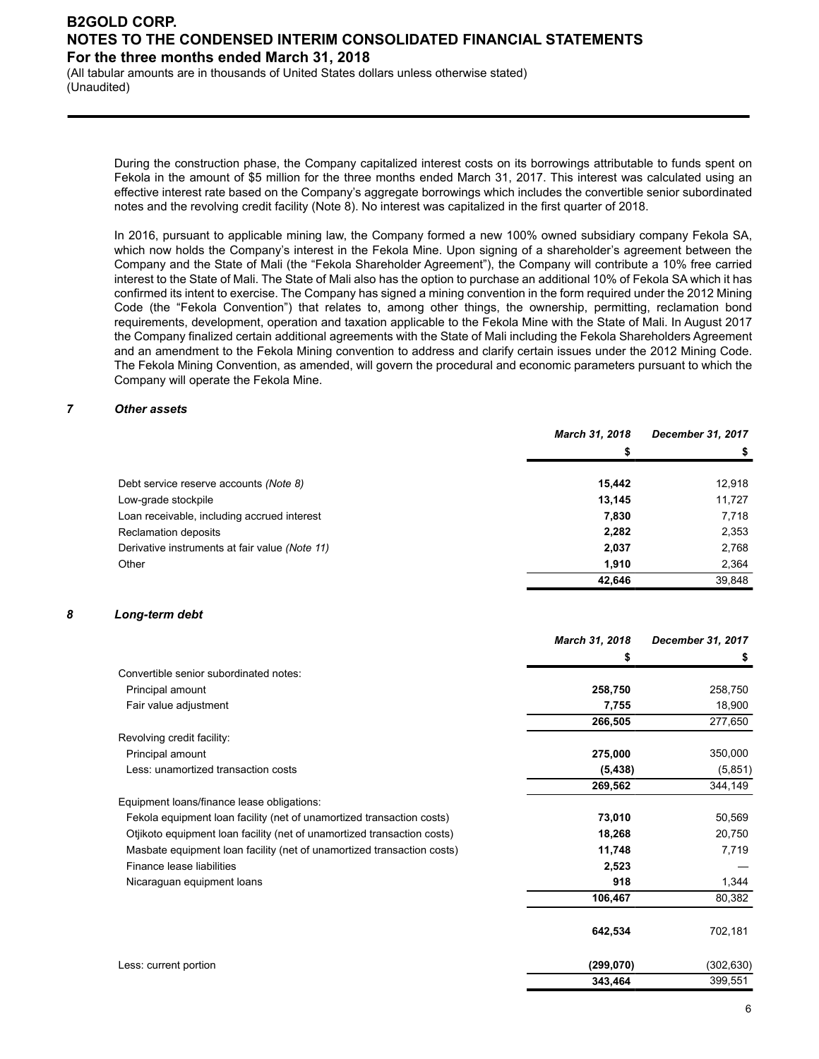During the construction phase, the Company capitalized interest costs on its borrowings attributable to funds spent on Fekola in the amount of $5 million for the three months ended March 31, 2017. This interest was calculated using an effective interest rate based on the Company's aggregate borrowings which includes the convertible senior subordinated notes and the revolving credit facility (Note 8). No interest was capitalized in the first quarter of 2018.

In 2016, pursuant to applicable mining law, the Company formed a new 100% owned subsidiary company Fekola SA, which now holds the Company's interest in the Fekola Mine. Upon signing of a shareholder's agreement between the Company and the State of Mali (the "Fekola Shareholder Agreement"), the Company will contribute a 10% free carried interest to the State of Mali. The State of Mali also has the option to purchase an additional 10% of Fekola SA which it has confirmed its intent to exercise. The Company has signed a mining convention in the form required under the 2012 Mining Code (the "Fekola Convention") that relates to, among other things, the ownership, permitting, reclamation bond requirements, development, operation and taxation applicable to the Fekola Mine with the State of Mali. In August 2017 the Company finalized certain additional agreements with the State of Mali including the Fekola Shareholders Agreement and an amendment to the Fekola Mining convention to address and clarify certain issues under the 2012 Mining Code. The Fekola Mining Convention, as amended, will govern the procedural and economic parameters pursuant to which the Company will operate the Fekola Mine.

## 7 *Other assets*

| | *March 31, 2018* | *December 31, 2017* |
|---|---|---|
| | **$** | **$** |
| Debt service reserve accounts *(Note 8)* | **15,442** | 12,918 |
| Low-grade stockpile | **13,145** | 11,727 |
| Loan receivable, including accrued interest | **7,830** | 7,718 |
| Reclamation deposits | **2,282** | 2,353 |
| Derivative instruments at fair value *(Note 11)* | **2,037** | 2,768 |
| Other | **1,910** | 2,364 |
| | **42,646** | 39,848 |

## 8 *Long-term debt*

| | *March 31, 2018* | *December 31, 2017* |
|---|---|---|
| | **$** | **$** |
| Convertible senior subordinated notes: | | |
| Principal amount | **258,750** | 258,750 |
| Fair value adjustment | **7,755** | 18,900 |
| | **266,505** | 277,650 |
| Revolving credit facility: | | |
| Principal amount | **275,000** | 350,000 |
| Less: unamortized transaction costs | **(5,438)** | (5,851) |
| | **269,562** | 344,149 |
| Equipment loans/finance lease obligations: | | |
| Fekola equipment loan facility (net of unamortized transaction costs) | **73,010** | 50,569 |
| Otjikoto equipment loan facility (net of unamortized transaction costs) | **18,268** | 20,750 |
| Masbate equipment loan facility (net of unamortized transaction costs) | **11,748** | 7,719 |
| Finance lease liabilities | **2,523** | — |
| Nicaraguan equipment loans | **918** | 1,344 |
| | **106,467** | 80,382 |
| | **642,534** | 702,181 |
| Less: current portion | **(299,070)** | (302,630) |
| | **343,464** | 399,551 |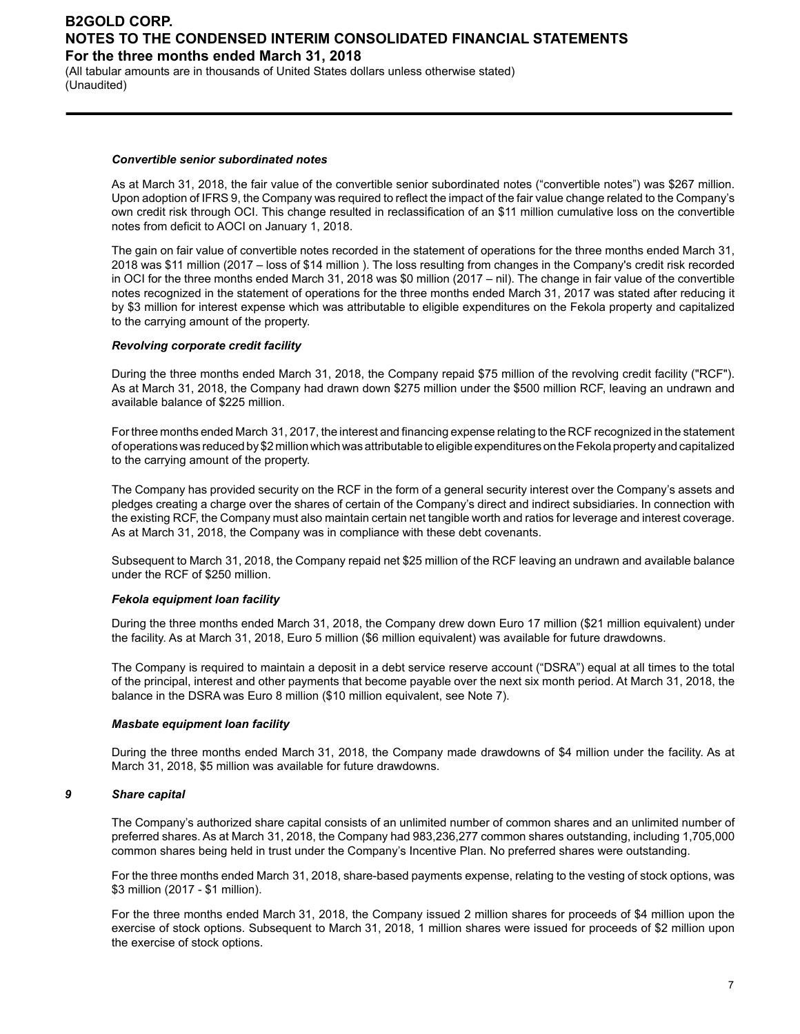***Convertible senior subordinated notes***

As at March 31, 2018, the fair value of the convertible senior subordinated notes ("convertible notes") was $267 million. Upon adoption of IFRS 9, the Company was required to reflect the impact of the fair value change related to the Company's own credit risk through OCI. This change resulted in reclassification of an $11 million cumulative loss on the convertible notes from deficit to AOCI on January 1, 2018.

The gain on fair value of convertible notes recorded in the statement of operations for the three months ended March 31, 2018 was $11 million (2017 – loss of $14 million ). The loss resulting from changes in the Company's credit risk recorded in OCI for the three months ended March 31, 2018 was $0 million (2017 – nil). The change in fair value of the convertible notes recognized in the statement of operations for the three months ended March 31, 2017 was stated after reducing it by $3 million for interest expense which was attributable to eligible expenditures on the Fekola property and capitalized to the carrying amount of the property.

***Revolving corporate credit facility***

During the three months ended March 31, 2018, the Company repaid $75 million of the revolving credit facility ("RCF"). As at March 31, 2018, the Company had drawn down $275 million under the $500 million RCF, leaving an undrawn and available balance of $225 million.

For three months ended March 31, 2017, the interest and financing expense relating to the RCF recognized in the statement of operations was reduced by $2 million which was attributable to eligible expenditures on the Fekola property and capitalized to the carrying amount of the property.

The Company has provided security on the RCF in the form of a general security interest over the Company's assets and pledges creating a charge over the shares of certain of the Company's direct and indirect subsidiaries. In connection with the existing RCF, the Company must also maintain certain net tangible worth and ratios for leverage and interest coverage. As at March 31, 2018, the Company was in compliance with these debt covenants.

Subsequent to March 31, 2018, the Company repaid net $25 million of the RCF leaving an undrawn and available balance under the RCF of $250 million.

***Fekola equipment loan facility***

During the three months ended March 31, 2018, the Company drew down Euro 17 million ($21 million equivalent) under the facility. As at March 31, 2018, Euro 5 million ($6 million equivalent) was available for future drawdowns.

The Company is required to maintain a deposit in a debt service reserve account ("DSRA") equal at all times to the total of the principal, interest and other payments that become payable over the next six month period. At March 31, 2018, the balance in the DSRA was Euro 8 million ($10 million equivalent, see Note 7).

***Masbate equipment loan facility***

During the three months ended March 31, 2018, the Company made drawdowns of $4 million under the facility. As at March 31, 2018, $5 million was available for future drawdowns.

## 9 *Share capital*

The Company's authorized share capital consists of an unlimited number of common shares and an unlimited number of preferred shares. As at March 31, 2018, the Company had 983,236,277 common shares outstanding, including 1,705,000 common shares being held in trust under the Company's Incentive Plan. No preferred shares were outstanding.

For the three months ended March 31, 2018, share-based payments expense, relating to the vesting of stock options, was $3 million (2017 - $1 million).

For the three months ended March 31, 2018, the Company issued 2 million shares for proceeds of $4 million upon the exercise of stock options. Subsequent to March 31, 2018, 1 million shares were issued for proceeds of $2 million upon the exercise of stock options.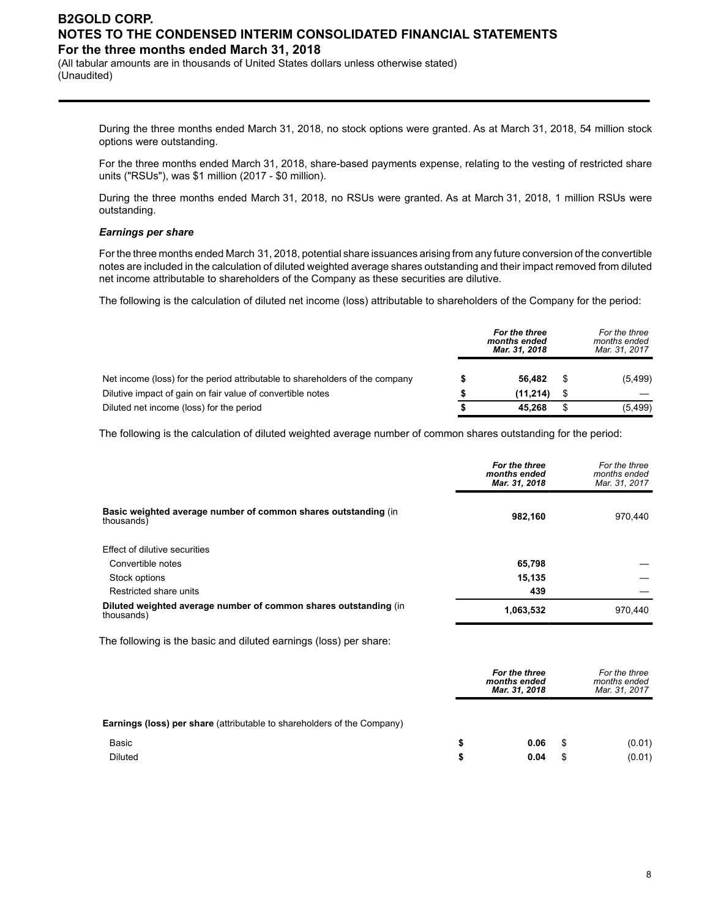During the three months ended March 31, 2018, no stock options were granted. As at March 31, 2018, 54 million stock options were outstanding.

For the three months ended March 31, 2018, share-based payments expense, relating to the vesting of restricted share units ("RSUs"), was $1 million (2017 - $0 million).

During the three months ended March 31, 2018, no RSUs were granted. As at March 31, 2018, 1 million RSUs were outstanding.

***Earnings per share***

For the three months ended March 31, 2018, potential share issuances arising from any future conversion of the convertible notes are included in the calculation of diluted weighted average shares outstanding and their impact removed from diluted net income attributable to shareholders of the Company as these securities are dilutive.

The following is the calculation of diluted net income (loss) attributable to shareholders of the Company for the period:

| | ***For the three months ended Mar. 31, 2018*** | *For the three months ended Mar. 31, 2017* |
|---|---|---|
| Net income (loss) for the period attributable to shareholders of the company | **$ 56,482** | $ (5,499) |
| Dilutive impact of gain on fair value of convertible notes | **$ (11,214)** | $ — |
| Diluted net income (loss) for the period | **$ 45,268** | $ (5,499) |

The following is the calculation of diluted weighted average number of common shares outstanding for the period:

| | ***For the three months ended Mar. 31, 2018*** | *For the three months ended Mar. 31, 2017* |
|---|---|---|
| **Basic weighted average number of common shares outstanding** (in thousands) | **982,160** | 970,440 |
| Effect of dilutive securities | | |
| Convertible notes | **65,798** | — |
| Stock options | **15,135** | — |
| Restricted share units | **439** | — |
| **Diluted weighted average number of common shares outstanding** (in thousands) | **1,063,532** | 970,440 |

The following is the basic and diluted earnings (loss) per share:

| | ***For the three months ended Mar. 31, 2018*** | *For the three months ended Mar. 31, 2017* |
|---|---|---|
| **Earnings (loss) per share** (attributable to shareholders of the Company) | | |
| Basic | **$ 0.06** | $ (0.01) |
| Diluted | **$ 0.04** | $ (0.01) |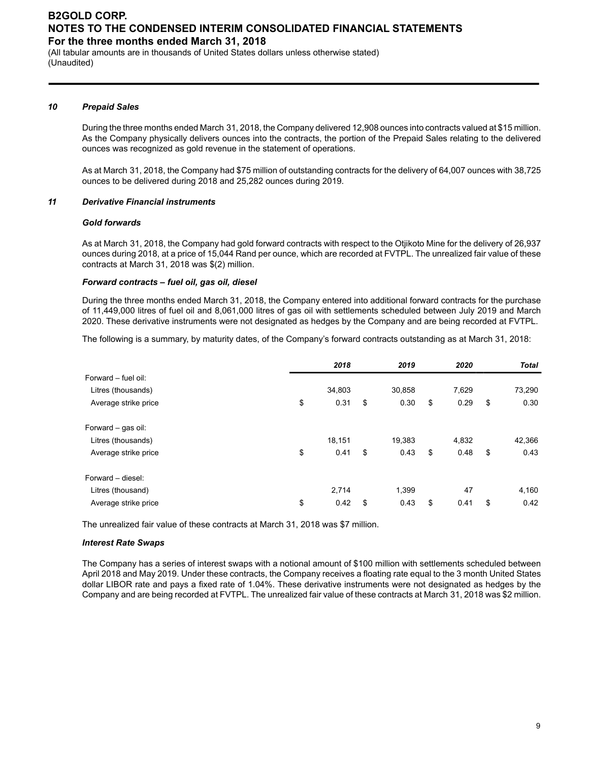### 10 Prepaid Sales

During the three months ended March 31, 2018, the Company delivered 12,908 ounces into contracts valued at $15 million. As the Company physically delivers ounces into the contracts, the portion of the Prepaid Sales relating to the delivered ounces was recognized as gold revenue in the statement of operations.

As at March 31, 2018, the Company had $75 million of outstanding contracts for the delivery of 64,007 ounces with 38,725 ounces to be delivered during 2018 and 25,282 ounces during 2019.

### 11 Derivative Financial instruments

***Gold forwards***

As at March 31, 2018, the Company had gold forward contracts with respect to the Otjikoto Mine for the delivery of 26,937 ounces during 2018, at a price of 15,044 Rand per ounce, which are recorded at FVTPL. The unrealized fair value of these contracts at March 31, 2018 was $(2) million.

***Forward contracts – fuel oil, gas oil, diesel***

During the three months ended March 31, 2018, the Company entered into additional forward contracts for the purchase of 11,449,000 litres of fuel oil and 8,061,000 litres of gas oil with settlements scheduled between July 2019 and March 2020. These derivative instruments were not designated as hedges by the Company and are being recorded at FVTPL.

The following is a summary, by maturity dates, of the Company's forward contracts outstanding as at March 31, 2018:

| | *2018* | *2019* | *2020* | *Total* |
|---|---|---|---|---|
| Forward – fuel oil: | | | | |
| Litres (thousands) | 34,803 | 30,858 | 7,629 | 73,290 |
| Average strike price | $ 0.31 | $ 0.30 | $ 0.29 | $ 0.30 |
| Forward – gas oil: | | | | |
| Litres (thousands) | 18,151 | 19,383 | 4,832 | 42,366 |
| Average strike price | $ 0.41 | $ 0.43 | $ 0.48 | $ 0.43 |
| Forward – diesel: | | | | |
| Litres (thousand) | 2,714 | 1,399 | 47 | 4,160 |
| Average strike price | $ 0.42 | $ 0.43 | $ 0.41 | $ 0.42 |

The unrealized fair value of these contracts at March 31, 2018 was $7 million.

***Interest Rate Swaps***

The Company has a series of interest swaps with a notional amount of $100 million with settlements scheduled between April 2018 and May 2019. Under these contracts, the Company receives a floating rate equal to the 3 month United States dollar LIBOR rate and pays a fixed rate of 1.04%. These derivative instruments were not designated as hedges by the Company and are being recorded at FVTPL. The unrealized fair value of these contracts at March 31, 2018 was $2 million.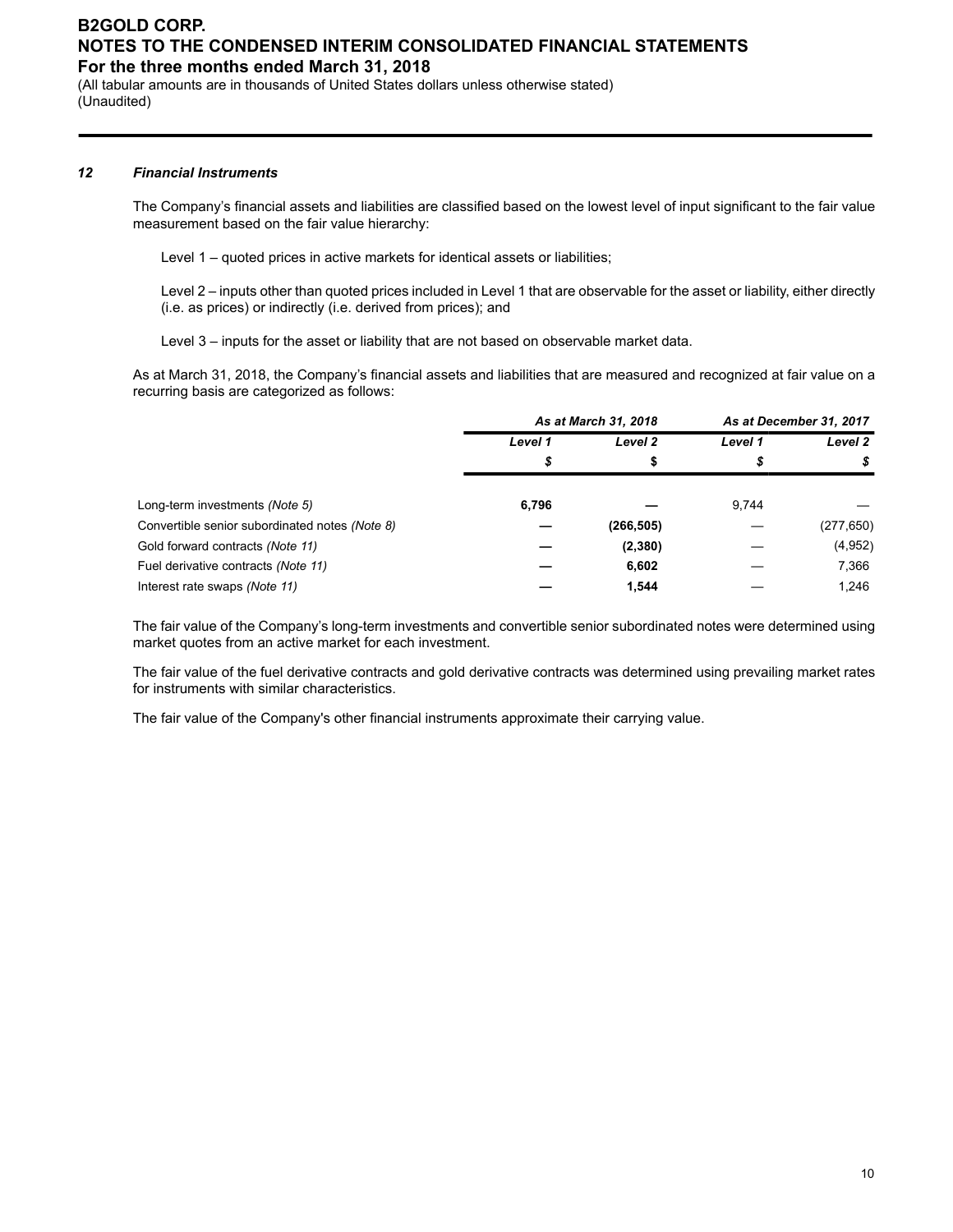## 12 *Financial Instruments*

The Company's financial assets and liabilities are classified based on the lowest level of input significant to the fair value measurement based on the fair value hierarchy:

Level 1 – quoted prices in active markets for identical assets or liabilities;

Level 2 – inputs other than quoted prices included in Level 1 that are observable for the asset or liability, either directly (i.e. as prices) or indirectly (i.e. derived from prices); and

Level 3 – inputs for the asset or liability that are not based on observable market data.

As at March 31, 2018, the Company's financial assets and liabilities that are measured and recognized at fair value on a recurring basis are categorized as follows:

| | *As at March 31, 2018* | | *As at December 31, 2017* | |
|---|---|---|---|---|
| | *Level 1* | *Level 2* | *Level 1* | *Level 2* |
| | *$* | *$* | *$* | *$* |
| Long-term investments *(Note 5)* | **6,796** | **—** | 9,744 | — |
| Convertible senior subordinated notes *(Note 8)* | **—** | **(266,505)** | — | (277,650) |
| Gold forward contracts *(Note 11)* | **—** | **(2,380)** | — | (4,952) |
| Fuel derivative contracts *(Note 11)* | **—** | **6,602** | — | 7,366 |
| Interest rate swaps *(Note 11)* | **—** | **1,544** | — | 1,246 |

The fair value of the Company's long-term investments and convertible senior subordinated notes were determined using market quotes from an active market for each investment.

The fair value of the fuel derivative contracts and gold derivative contracts was determined using prevailing market rates for instruments with similar characteristics.

The fair value of the Company's other financial instruments approximate their carrying value.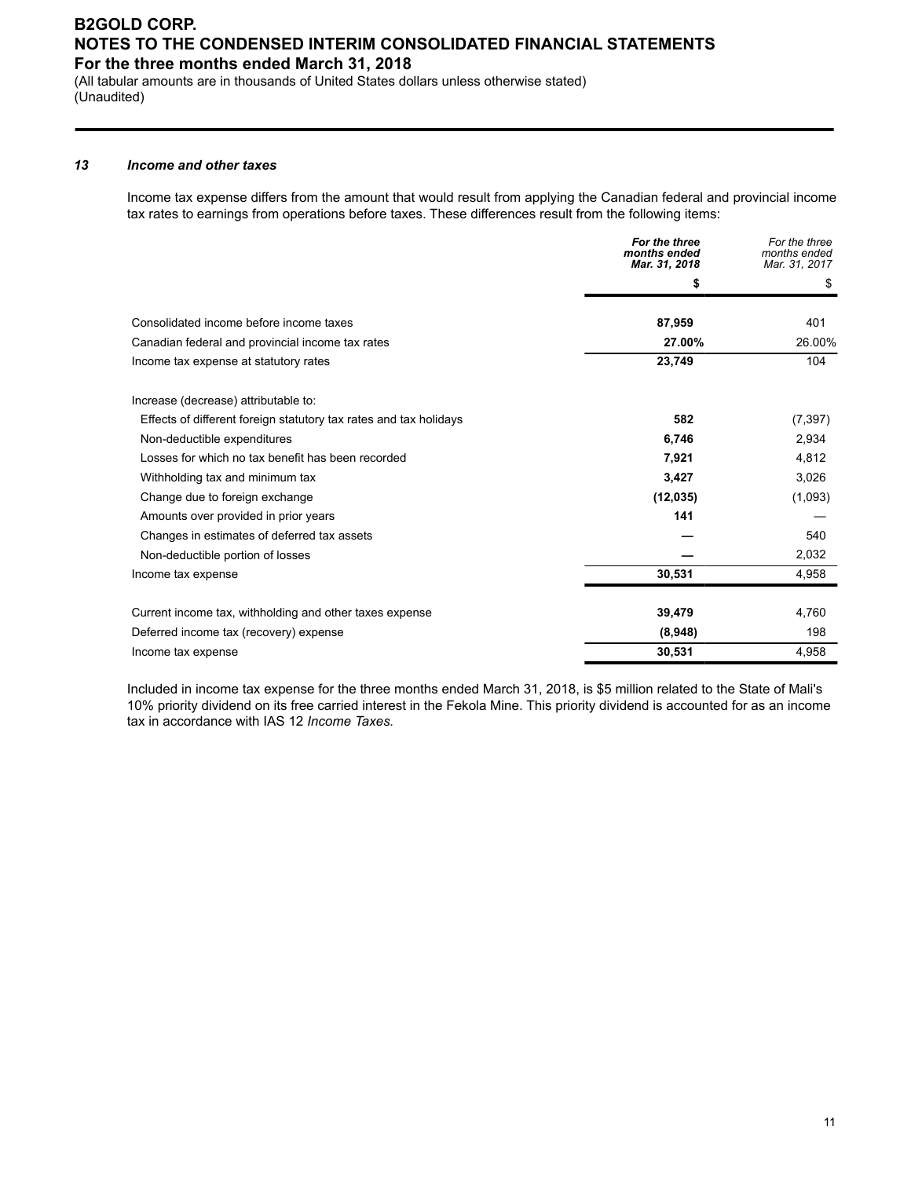## 13 *Income and other taxes*

Income tax expense differs from the amount that would result from applying the Canadian federal and provincial income tax rates to earnings from operations before taxes. These differences result from the following items:

| | ***For the three months ended Mar. 31, 2018*** | *For the three months ended Mar. 31, 2017* |
|---|---|---|
| | **$** | $ |
| Consolidated income before income taxes | **87,959** | 401 |
| Canadian federal and provincial income tax rates | **27.00%** | 26.00% |
| Income tax expense at statutory rates | **23,749** | 104 |
| | | |
| Increase (decrease) attributable to: | | |
| Effects of different foreign statutory tax rates and tax holidays | **582** | (7,397) |
| Non-deductible expenditures | **6,746** | 2,934 |
| Losses for which no tax benefit has been recorded | **7,921** | 4,812 |
| Withholding tax and minimum tax | **3,427** | 3,026 |
| Change due to foreign exchange | **(12,035)** | (1,093) |
| Amounts over provided in prior years | **141** | — |
| Changes in estimates of deferred tax assets | **—** | 540 |
| Non-deductible portion of losses | **—** | 2,032 |
| Income tax expense | **30,531** | 4,958 |
| | | |
| Current income tax, withholding and other taxes expense | **39,479** | 4,760 |
| Deferred income tax (recovery) expense | **(8,948)** | 198 |
| Income tax expense | **30,531** | 4,958 |

Included in income tax expense for the three months ended March 31, 2018, is $5 million related to the State of Mali's 10% priority dividend on its free carried interest in the Fekola Mine. This priority dividend is accounted for as an income tax in accordance with IAS 12 *Income Taxes.*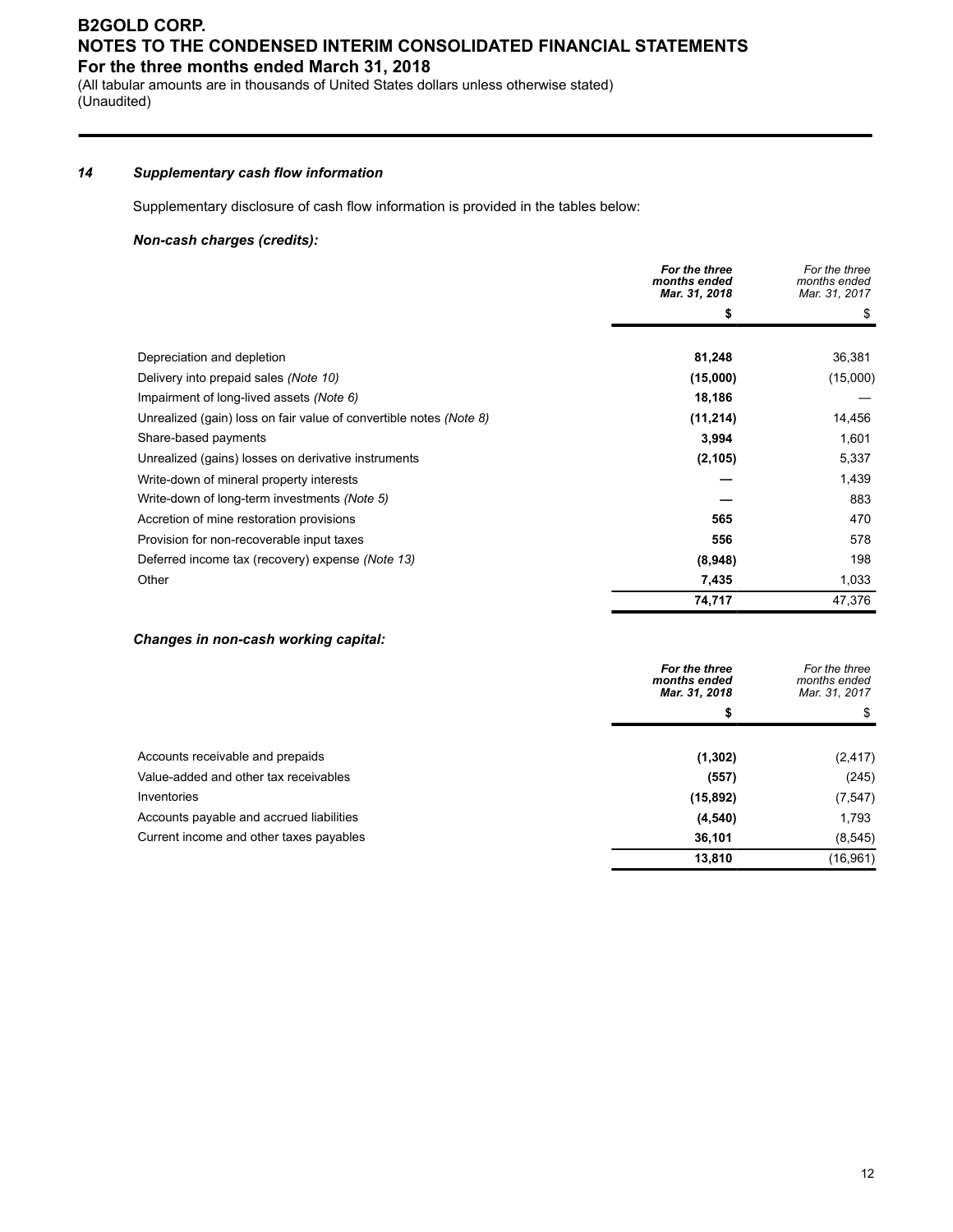## 14 Supplementary cash flow information

Supplementary disclosure of cash flow information is provided in the tables below:

### *Non-cash charges (credits):*

| | ***For the three months ended Mar. 31, 2018*** | *For the three months ended Mar. 31, 2017* |
|---|---|---|
| | **$** | $ |
| Depreciation and depletion | **81,248** | 36,381 |
| Delivery into prepaid sales *(Note 10)* | **(15,000)** | (15,000) |
| Impairment of long-lived assets *(Note 6)* | **18,186** | — |
| Unrealized (gain) loss on fair value of convertible notes *(Note 8)* | **(11,214)** | 14,456 |
| Share-based payments | **3,994** | 1,601 |
| Unrealized (gains) losses on derivative instruments | **(2,105)** | 5,337 |
| Write-down of mineral property interests | **—** | 1,439 |
| Write-down of long-term investments *(Note 5)* | **—** | 883 |
| Accretion of mine restoration provisions | **565** | 470 |
| Provision for non-recoverable input taxes | **556** | 578 |
| Deferred income tax (recovery) expense *(Note 13)* | **(8,948)** | 198 |
| Other | **7,435** | 1,033 |
| | **74,717** | 47,376 |

### *Changes in non-cash working capital:*

| | ***For the three months ended Mar. 31, 2018*** | *For the three months ended Mar. 31, 2017* |
|---|---|---|
| | **$** | $ |
| Accounts receivable and prepaids | **(1,302)** | (2,417) |
| Value-added and other tax receivables | **(557)** | (245) |
| Inventories | **(15,892)** | (7,547) |
| Accounts payable and accrued liabilities | **(4,540)** | 1,793 |
| Current income and other taxes payables | **36,101** | (8,545) |
| | **13,810** | (16,961) |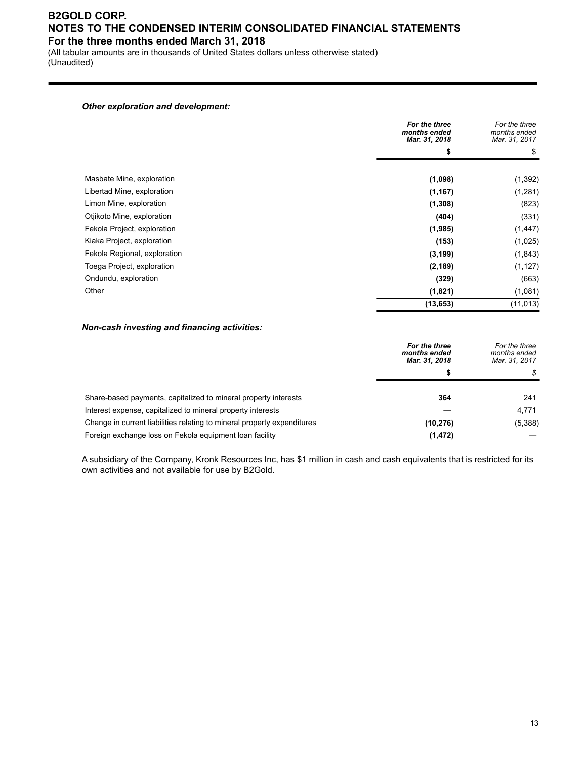***Other exploration and development:***

| | ***For the three months ended Mar. 31, 2018*** | *For the three months ended Mar. 31, 2017* |
|---|---|---|
| | **$** | $ |
| Masbate Mine, exploration | **(1,098)** | (1,392) |
| Libertad Mine, exploration | **(1,167)** | (1,281) |
| Limon Mine, exploration | **(1,308)** | (823) |
| Otjikoto Mine, exploration | **(404)** | (331) |
| Fekola Project, exploration | **(1,985)** | (1,447) |
| Kiaka Project, exploration | **(153)** | (1,025) |
| Fekola Regional, exploration | **(3,199)** | (1,843) |
| Toega Project, exploration | **(2,189)** | (1,127) |
| Ondundu, exploration | **(329)** | (663) |
| Other | **(1,821)** | (1,081) |
| | **(13,653)** | (11,013) |

***Non-cash investing and financing activities:***

| | ***For the three months ended Mar. 31, 2018*** | *For the three months ended Mar. 31, 2017* |
|---|---|---|
| | **$** | *$* |
| Share-based payments, capitalized to mineral property interests | **364** | 241 |
| Interest expense, capitalized to mineral property interests | **—** | 4,771 |
| Change in current liabilities relating to mineral property expenditures | **(10,276)** | (5,388) |
| Foreign exchange loss on Fekola equipment loan facility | **(1,472)** | — |

A subsidiary of the Company, Kronk Resources Inc, has $1 million in cash and cash equivalents that is restricted for its own activities and not available for use by B2Gold.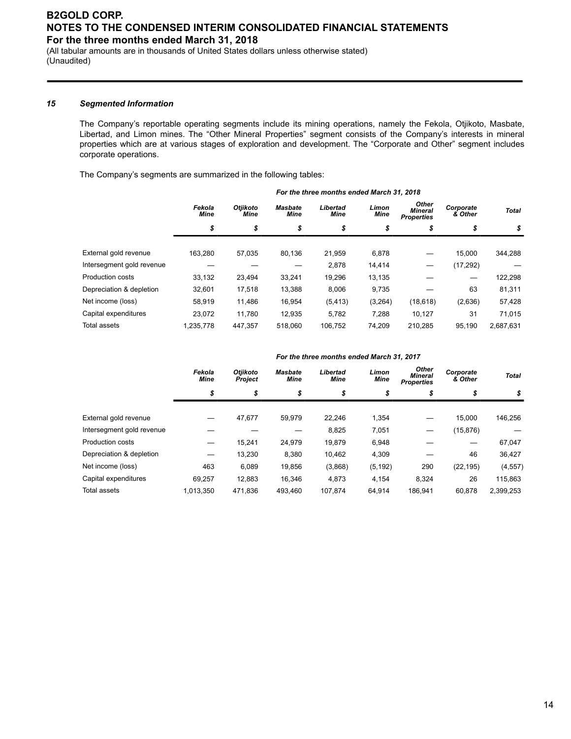### 15 Segmented Information

The Company's reportable operating segments include its mining operations, namely the Fekola, Otjikoto, Masbate, Libertad, and Limon mines. The "Other Mineral Properties" segment consists of the Company's interests in mineral properties which are at various stages of exploration and development. The "Corporate and Other" segment includes corporate operations.

The Company's segments are summarized in the following tables:

| | *For the three months ended March 31, 2018* | | | | | | | |
|---|---|---|---|---|---|---|---|---|
| | *Fekola Mine* | *Otjikoto Mine* | *Masbate Mine* | *Libertad Mine* | *Limon Mine* | *Other Mineral Properties* | *Corporate & Other* | *Total* |
| | *$* | *$* | *$* | *$* | *$* | *$* | *$* | *$* |
| External gold revenue | 163,280 | 57,035 | 80,136 | 21,959 | 6,878 | — | 15,000 | 344,288 |
| Intersegment gold revenue | — | — | — | 2,878 | 14,414 | — | (17,292) | — |
| Production costs | 33,132 | 23,494 | 33,241 | 19,296 | 13,135 | — | — | 122,298 |
| Depreciation & depletion | 32,601 | 17,518 | 13,388 | 8,006 | 9,735 | — | 63 | 81,311 |
| Net income (loss) | 58,919 | 11,486 | 16,954 | (5,413) | (3,264) | (18,618) | (2,636) | 57,428 |
| Capital expenditures | 23,072 | 11,780 | 12,935 | 5,782 | 7,288 | 10,127 | 31 | 71,015 |
| Total assets | 1,235,778 | 447,357 | 518,060 | 106,752 | 74,209 | 210,285 | 95,190 | 2,687,631 |

| | *For the three months ended March 31, 2017* | | | | | | | |
|---|---|---|---|---|---|---|---|---|
| | *Fekola Mine* | *Otjikoto Project* | *Masbate Mine* | *Libertad Mine* | *Limon Mine* | *Other Mineral Properties* | *Corporate & Other* | *Total* |
| | *$* | *$* | *$* | *$* | *$* | *$* | *$* | *$* |
| External gold revenue | — | 47,677 | 59,979 | 22,246 | 1,354 | — | 15,000 | 146,256 |
| Intersegment gold revenue | — | — | — | 8,825 | 7,051 | — | (15,876) | — |
| Production costs | — | 15,241 | 24,979 | 19,879 | 6,948 | — | — | 67,047 |
| Depreciation & depletion | — | 13,230 | 8,380 | 10,462 | 4,309 | — | 46 | 36,427 |
| Net income (loss) | 463 | 6,089 | 19,856 | (3,868) | (5,192) | 290 | (22,195) | (4,557) |
| Capital expenditures | 69,257 | 12,883 | 16,346 | 4,873 | 4,154 | 8,324 | 26 | 115,863 |
| Total assets | 1,013,350 | 471,836 | 493,460 | 107,874 | 64,914 | 186,941 | 60,878 | 2,399,253 |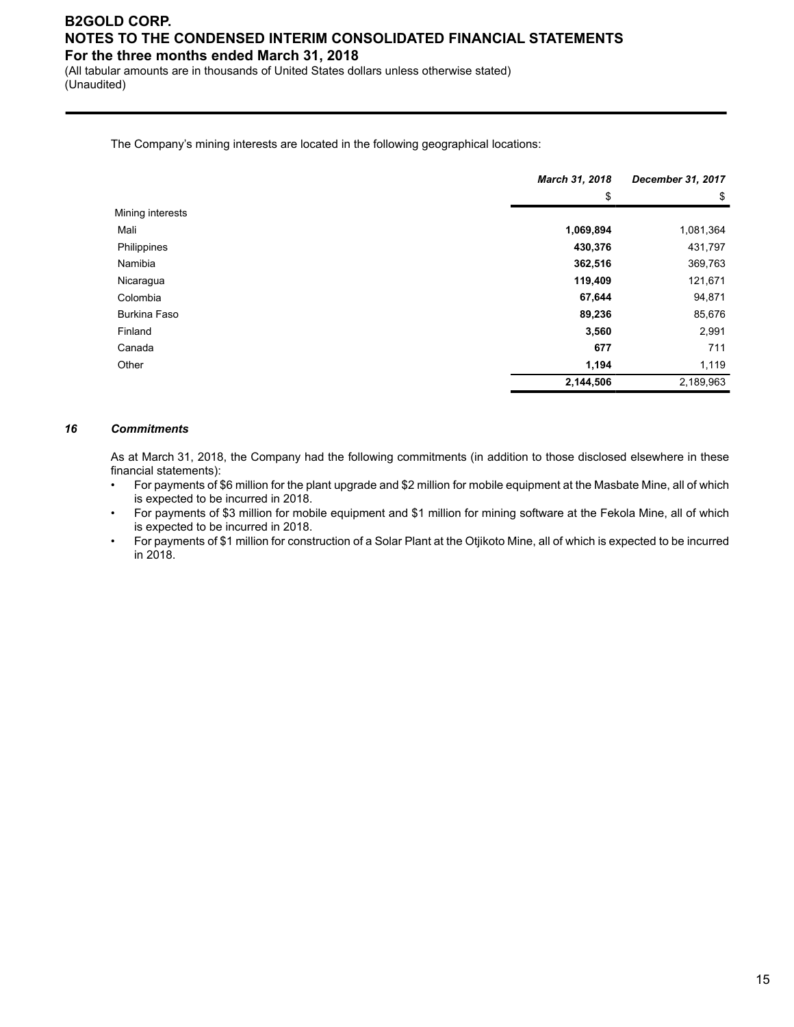The Company's mining interests are located in the following geographical locations:

| | March 31, 2018 | December 31, 2017 |
|---|---|---|
| | $ | $ |
| Mining interests | | |
| Mali | **1,069,894** | 1,081,364 |
| Philippines | **430,376** | 431,797 |
| Namibia | **362,516** | 369,763 |
| Nicaragua | **119,409** | 121,671 |
| Colombia | **67,644** | 94,871 |
| Burkina Faso | **89,236** | 85,676 |
| Finland | **3,560** | 2,991 |
| Canada | **677** | 711 |
| Other | **1,194** | 1,119 |
| | **2,144,506** | 2,189,963 |

### 16 Commitments

As at March 31, 2018, the Company had the following commitments (in addition to those disclosed elsewhere in these financial statements):

- For payments of $6 million for the plant upgrade and $2 million for mobile equipment at the Masbate Mine, all of which is expected to be incurred in 2018.
- For payments of $3 million for mobile equipment and $1 million for mining software at the Fekola Mine, all of which is expected to be incurred in 2018.
- For payments of $1 million for construction of a Solar Plant at the Otjikoto Mine, all of which is expected to be incurred in 2018.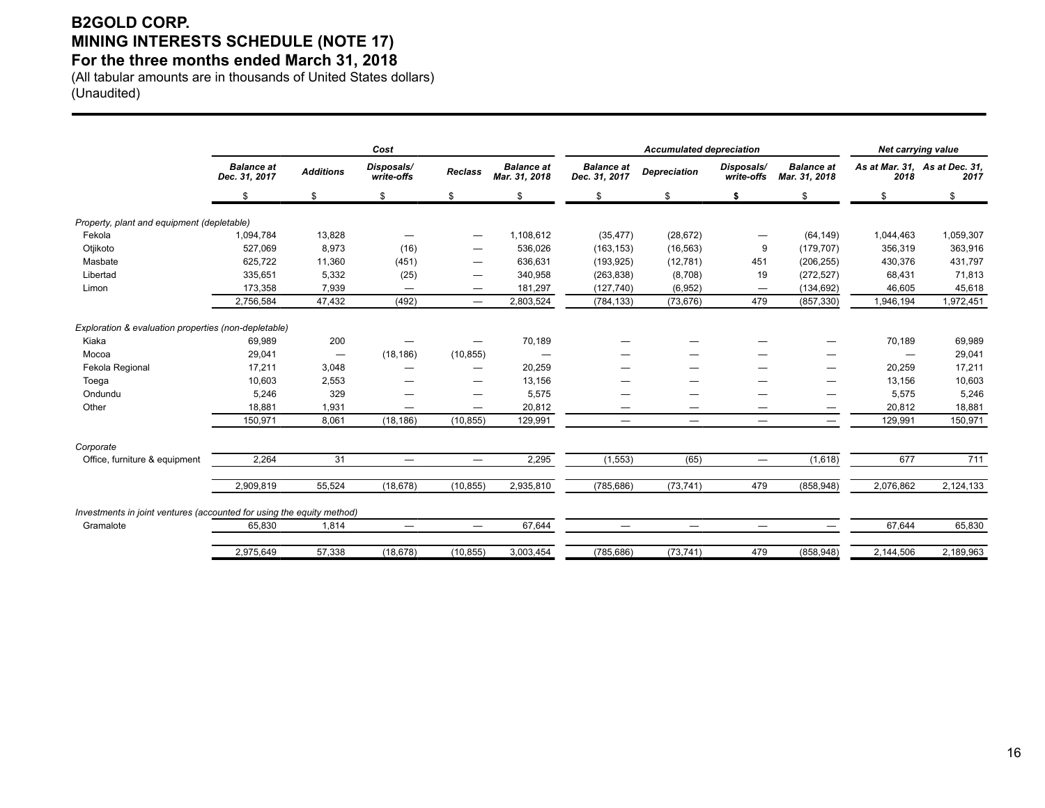# B2GOLD CORP.
# MINING INTERESTS SCHEDULE (NOTE 17)
# For the three months ended March 31, 2018

(All tabular amounts are in thousands of United States dollars)
(Unaudited)

| | *Cost* | | | | | *Accumulated depreciation* | | | | *Net carrying value* | |
|---|---|---|---|---|---|---|---|---|---|---|---|
| | ***Balance at Dec. 31, 2017*** | ***Additions*** | ***Disposals/ write-offs*** | ***Reclass*** | ***Balance at Mar. 31, 2018*** | ***Balance at Dec. 31, 2017*** | ***Depreciation*** | ***Disposals/ write-offs*** | ***Balance at Mar. 31, 2018*** | ***As at Mar. 31, 2018*** | ***As at Dec. 31, 2017*** |
| | $ | $ | $ | $ | $ | $ | $ | **$** | $ | $ | $ |
| *Property, plant and equipment (depletable)* | | | | | | | | | | | |
| Fekola | 1,094,784 | 13,828 | — | — | 1,108,612 | (35,477) | (28,672) | — | (64,149) | 1,044,463 | 1,059,307 |
| Otjikoto | 527,069 | 8,973 | (16) | — | 536,026 | (163,153) | (16,563) | 9 | (179,707) | 356,319 | 363,916 |
| Masbate | 625,722 | 11,360 | (451) | — | 636,631 | (193,925) | (12,781) | 451 | (206,255) | 430,376 | 431,797 |
| Libertad | 335,651 | 5,332 | (25) | — | 340,958 | (263,838) | (8,708) | 19 | (272,527) | 68,431 | 71,813 |
| Limon | 173,358 | 7,939 | — | — | 181,297 | (127,740) | (6,952) | — | (134,692) | 46,605 | 45,618 |
| | 2,756,584 | 47,432 | (492) | — | 2,803,524 | (784,133) | (73,676) | 479 | (857,330) | 1,946,194 | 1,972,451 |
| *Exploration & evaluation properties (non-depletable)* | | | | | | | | | | | |
| Kiaka | 69,989 | 200 | — | — | 70,189 | — | — | — | — | 70,189 | 69,989 |
| Mocoa | 29,041 | — | (18,186) | (10,855) | — | — | — | — | — | — | 29,041 |
| Fekola Regional | 17,211 | 3,048 | — | — | 20,259 | — | — | — | — | 20,259 | 17,211 |
| Toega | 10,603 | 2,553 | — | — | 13,156 | — | — | — | — | 13,156 | 10,603 |
| Ondundu | 5,246 | 329 | — | — | 5,575 | — | — | — | — | 5,575 | 5,246 |
| Other | 18,881 | 1,931 | — | — | 20,812 | — | — | — | — | 20,812 | 18,881 |
| | 150,971 | 8,061 | (18,186) | (10,855) | 129,991 | — | — | — | — | 129,991 | 150,971 |
| *Corporate* | | | | | | | | | | | |
| Office, furniture & equipment | 2,264 | 31 | — | — | 2,295 | (1,553) | (65) | — | (1,618) | 677 | 711 |
| | 2,909,819 | 55,524 | (18,678) | (10,855) | 2,935,810 | (785,686) | (73,741) | 479 | (858,948) | 2,076,862 | 2,124,133 |
| *Investments in joint ventures (accounted for using the equity method)* | | | | | | | | | | | |
| Gramalote | 65,830 | 1,814 | — | — | 67,644 | — | — | — | — | 67,644 | 65,830 |
| | 2,975,649 | 57,338 | (18,678) | (10,855) | 3,003,454 | (785,686) | (73,741) | 479 | (858,948) | 2,144,506 | 2,189,963 |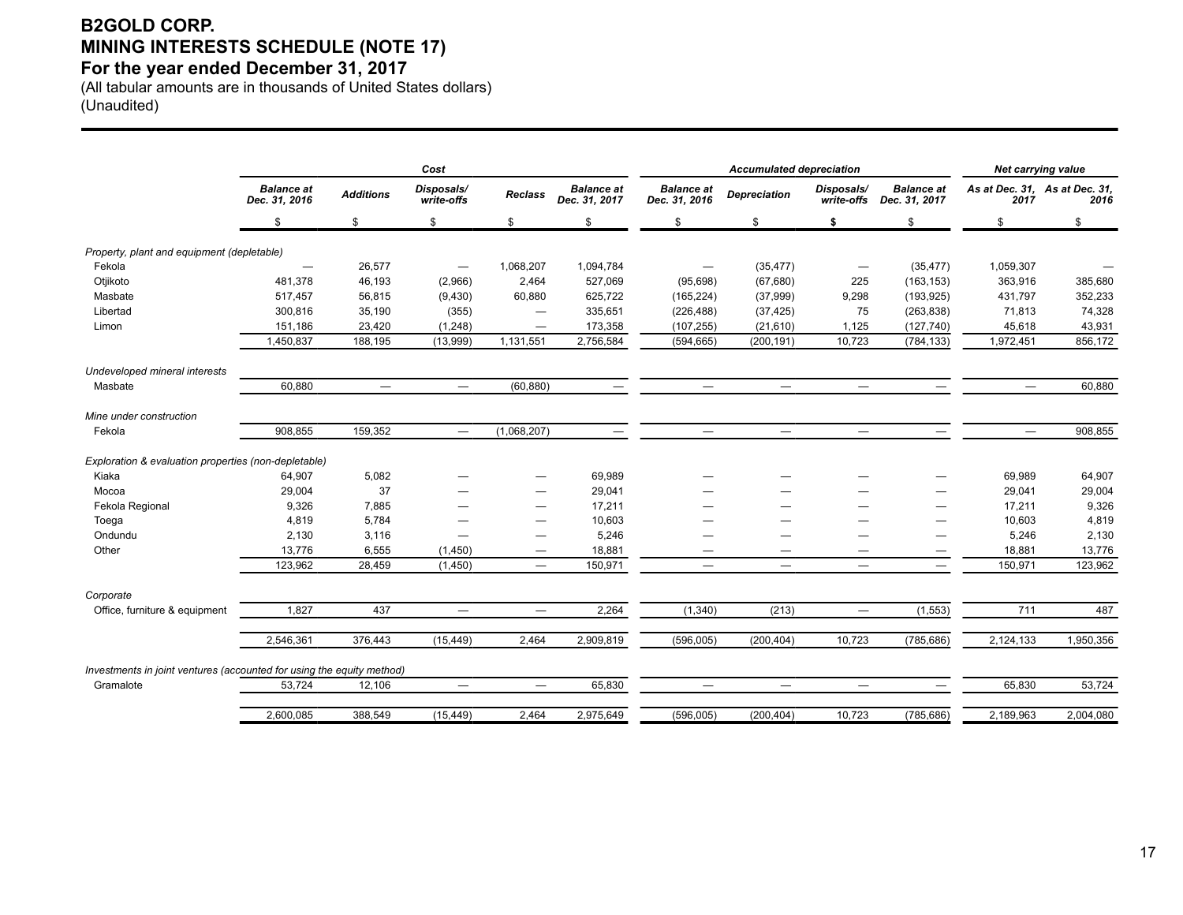**B2GOLD CORP.**
**MINING INTERESTS SCHEDULE (NOTE 17)**
**For the year ended December 31, 2017**
(All tabular amounts are in thousands of United States dollars)
(Unaudited)

| | Cost | | | | | Accumulated depreciation | | | | Net carrying value | |
|---|---|---|---|---|---|---|---|---|---|---|---|
| | Balance at Dec. 31, 2016 | Additions | Disposals/ write-offs | Reclass | Balance at Dec. 31, 2017 | Balance at Dec. 31, 2016 | Depreciation | Disposals/ write-offs | Balance at Dec. 31, 2017 | As at Dec. 31, 2017 | As at Dec. 31, 2016 |
| | $ | $ | $ | $ | $ | $ | $ | $ | $ | $ | $ |
| *Property, plant and equipment (depletable)* | | | | | | | | | | | |
| Fekola | — | 26,577 | — | 1,068,207 | 1,094,784 | — | (35,477) | — | (35,477) | 1,059,307 | — |
| Otjikoto | 481,378 | 46,193 | (2,966) | 2,464 | 527,069 | (95,698) | (67,680) | 225 | (163,153) | 363,916 | 385,680 |
| Masbate | 517,457 | 56,815 | (9,430) | 60,880 | 625,722 | (165,224) | (37,999) | 9,298 | (193,925) | 431,797 | 352,233 |
| Libertad | 300,816 | 35,190 | (355) | — | 335,651 | (226,488) | (37,425) | 75 | (263,838) | 71,813 | 74,328 |
| Limon | 151,186 | 23,420 | (1,248) | — | 173,358 | (107,255) | (21,610) | 1,125 | (127,740) | 45,618 | 43,931 |
| | 1,450,837 | 188,195 | (13,999) | 1,131,551 | 2,756,584 | (594,665) | (200,191) | 10,723 | (784,133) | 1,972,451 | 856,172 |
| *Undeveloped mineral interests* | | | | | | | | | | | |
| Masbate | 60,880 | — | — | (60,880) | — | — | — | — | — | — | 60,880 |
| *Mine under construction* | | | | | | | | | | | |
| Fekola | 908,855 | 159,352 | — | (1,068,207) | — | — | — | — | — | — | 908,855 |
| *Exploration & evaluation properties (non-depletable)* | | | | | | | | | | | |
| Kiaka | 64,907 | 5,082 | — | — | 69,989 | — | — | — | — | 69,989 | 64,907 |
| Mocoa | 29,004 | 37 | — | — | 29,041 | — | — | — | — | 29,041 | 29,004 |
| Fekola Regional | 9,326 | 7,885 | — | — | 17,211 | — | — | — | — | 17,211 | 9,326 |
| Toega | 4,819 | 5,784 | — | — | 10,603 | — | — | — | — | 10,603 | 4,819 |
| Ondundu | 2,130 | 3,116 | — | — | 5,246 | — | — | — | — | 5,246 | 2,130 |
| Other | 13,776 | 6,555 | (1,450) | — | 18,881 | — | — | — | — | 18,881 | 13,776 |
| | 123,962 | 28,459 | (1,450) | — | 150,971 | — | — | — | — | 150,971 | 123,962 |
| *Corporate* | | | | | | | | | | | |
| Office, furniture & equipment | 1,827 | 437 | — | — | 2,264 | (1,340) | (213) | — | (1,553) | 711 | 487 |
| | 2,546,361 | 376,443 | (15,449) | 2,464 | 2,909,819 | (596,005) | (200,404) | 10,723 | (785,686) | 2,124,133 | 1,950,356 |
| *Investments in joint ventures (accounted for using the equity method)* | | | | | | | | | | | |
| Gramalote | 53,724 | 12,106 | — | — | 65,830 | — | — | — | — | 65,830 | 53,724 |
| | 2,600,085 | 388,549 | (15,449) | 2,464 | 2,975,649 | (596,005) | (200,404) | 10,723 | (785,686) | 2,189,963 | 2,004,080 |